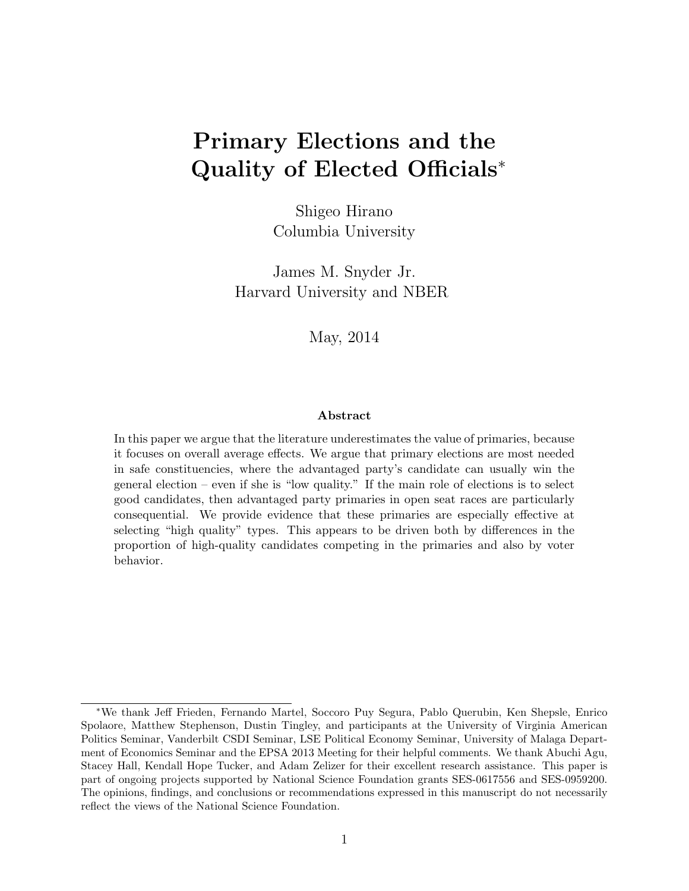# Primary Elections and the Quality of Elected Officials[*]

Shigeo Hirano
Columbia University

James M. Snyder Jr.
Harvard University and NBER

May, 2014

### Abstract

In this paper we argue that the literature underestimates the value of primaries, because it focuses on overall average effects. We argue that primary elections are most needed in safe constituencies, where the advantaged party's candidate can usually win the general election – even if she is "low quality." If the main role of elections is to select good candidates, then advantaged party primaries in open seat races are particularly consequential. We provide evidence that these primaries are especially effective at selecting "high quality" types. This appears to be driven both by differences in the proportion of high-quality candidates competing in the primaries and also by voter behavior.

---

[*]We thank Jeff Frieden, Fernando Martel, Soccoro Puy Segura, Pablo Querubin, Ken Shepsle, Enrico Spolaore, Matthew Stephenson, Dustin Tingley, and participants at the University of Virginia American Politics Seminar, Vanderbilt CSDI Seminar, LSE Political Economy Seminar, University of Malaga Department of Economics Seminar and the EPSA 2013 Meeting for their helpful comments. We thank Abuchi Agu, Stacey Hall, Kendall Hope Tucker, and Adam Zelizer for their excellent research assistance. This paper is part of ongoing projects supported by National Science Foundation grants SES-0617556 and SES-0959200. The opinions, findings, and conclusions or recommendations expressed in this manuscript do not necessarily reflect the views of the National Science Foundation.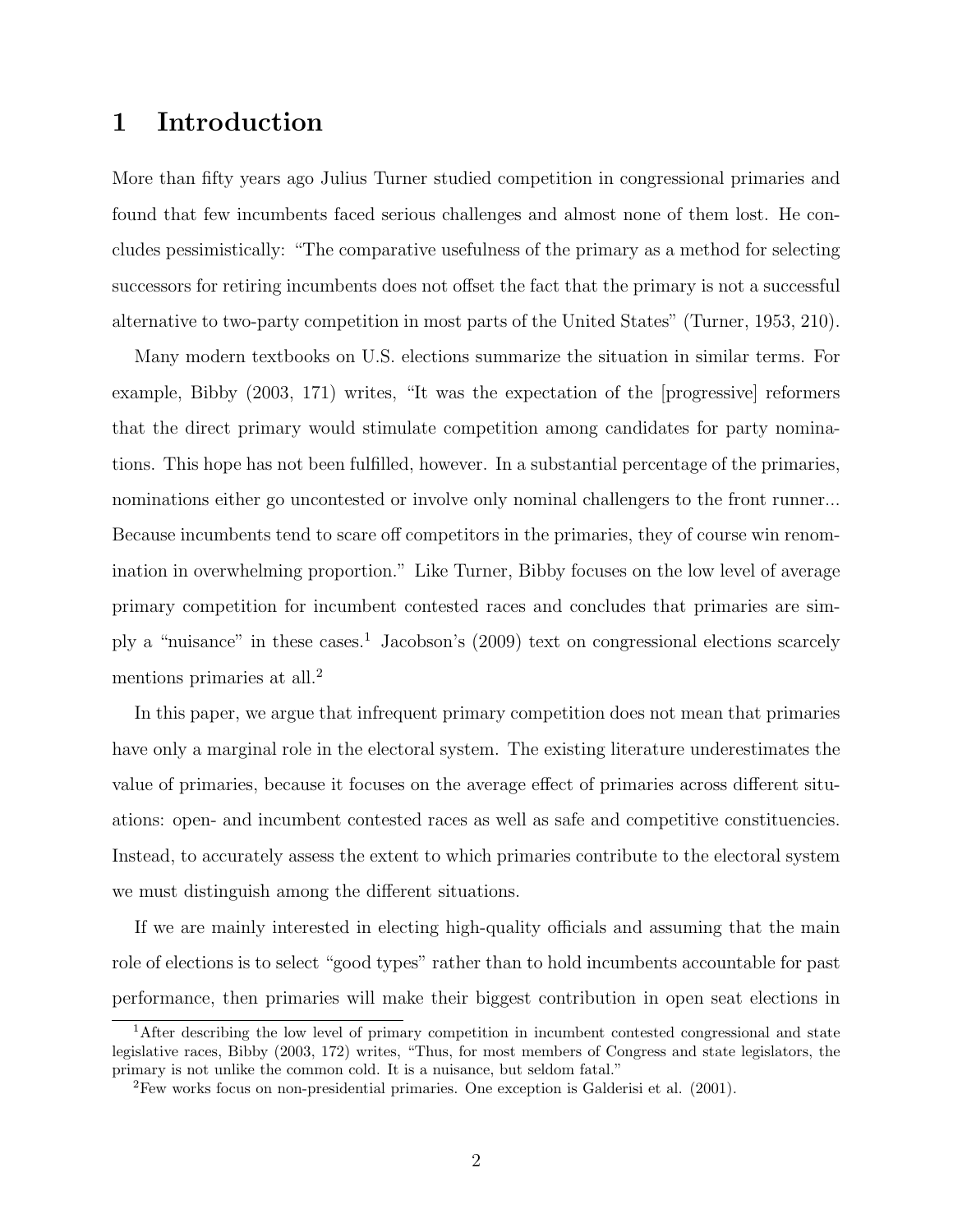# 1 Introduction

More than fifty years ago Julius Turner studied competition in congressional primaries and found that few incumbents faced serious challenges and almost none of them lost. He concludes pessimistically: "The comparative usefulness of the primary as a method for selecting successors for retiring incumbents does not offset the fact that the primary is not a successful alternative to two-party competition in most parts of the United States" (Turner, 1953, 210).

Many modern textbooks on U.S. elections summarize the situation in similar terms. For example, Bibby (2003, 171) writes, "It was the expectation of the [progressive] reformers that the direct primary would stimulate competition among candidates for party nominations. This hope has not been fulfilled, however. In a substantial percentage of the primaries, nominations either go uncontested or involve only nominal challengers to the front runner... Because incumbents tend to scare off competitors in the primaries, they of course win renomination in overwhelming proportion." Like Turner, Bibby focuses on the low level of average primary competition for incumbent contested races and concludes that primaries are simply a "nuisance" in these cases.[1] Jacobson's (2009) text on congressional elections scarcely mentions primaries at all.[2]

In this paper, we argue that infrequent primary competition does not mean that primaries have only a marginal role in the electoral system. The existing literature underestimates the value of primaries, because it focuses on the average effect of primaries across different situations: open- and incumbent contested races as well as safe and competitive constituencies. Instead, to accurately assess the extent to which primaries contribute to the electoral system we must distinguish among the different situations.

If we are mainly interested in electing high-quality officials and assuming that the main role of elections is to select "good types" rather than to hold incumbents accountable for past performance, then primaries will make their biggest contribution in open seat elections in

[1] After describing the low level of primary competition in incumbent contested congressional and state legislative races, Bibby (2003, 172) writes, "Thus, for most members of Congress and state legislators, the primary is not unlike the common cold. It is a nuisance, but seldom fatal."

[2] Few works focus on non-presidential primaries. One exception is Galderisi et al. (2001).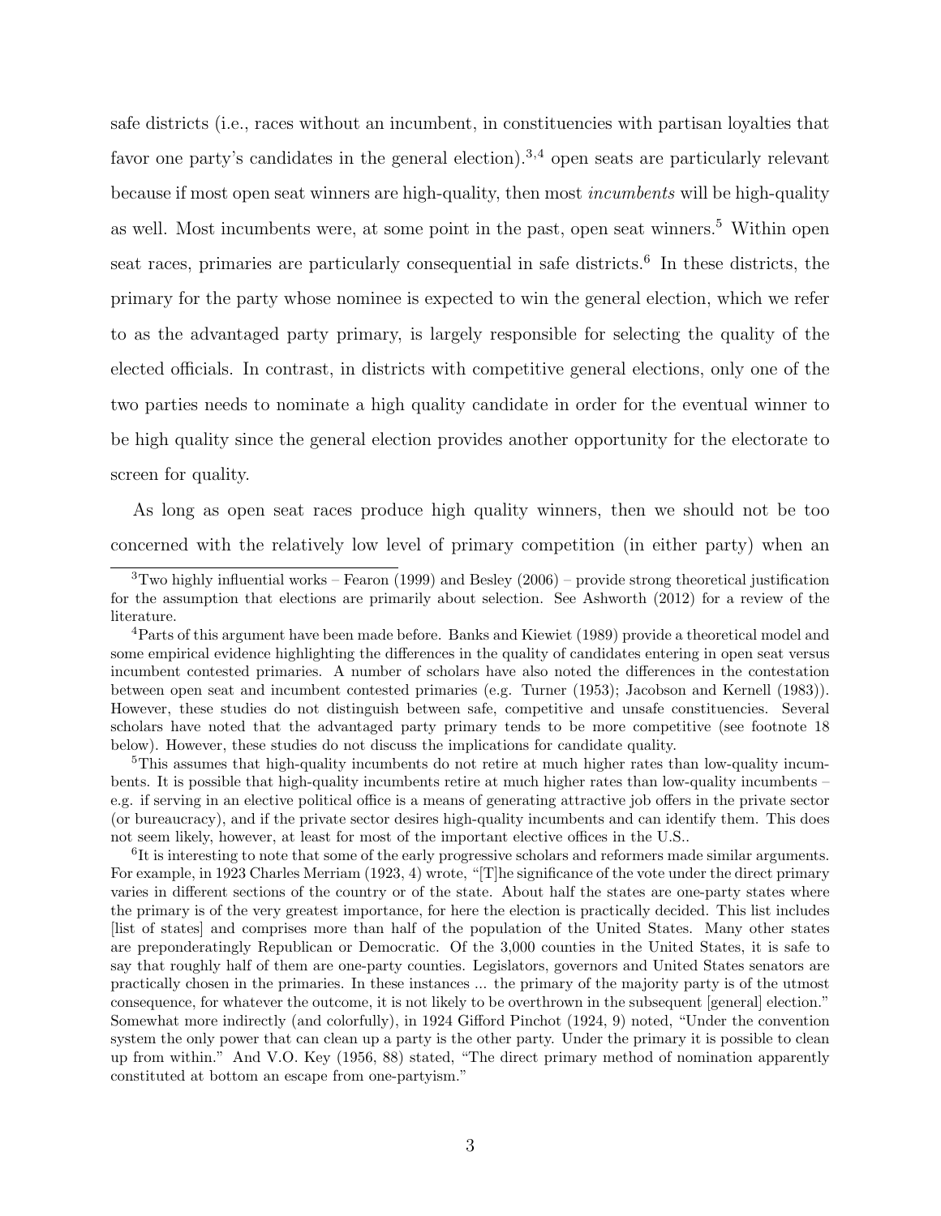safe districts (i.e., races without an incumbent, in constituencies with partisan loyalties that favor one party's candidates in the general election).[3,4] open seats are particularly relevant because if most open seat winners are high-quality, then most *incumbents* will be high-quality as well. Most incumbents were, at some point in the past, open seat winners.[5] Within open seat races, primaries are particularly consequential in safe districts.[6] In these districts, the primary for the party whose nominee is expected to win the general election, which we refer to as the advantaged party primary, is largely responsible for selecting the quality of the elected officials. In contrast, in districts with competitive general elections, only one of the two parties needs to nominate a high quality candidate in order for the eventual winner to be high quality since the general election provides another opportunity for the electorate to screen for quality.

As long as open seat races produce high quality winners, then we should not be too concerned with the relatively low level of primary competition (in either party) when an

---

[3]Two highly influential works – Fearon (1999) and Besley (2006) – provide strong theoretical justification for the assumption that elections are primarily about selection. See Ashworth (2012) for a review of the literature.

[4]Parts of this argument have been made before. Banks and Kiewiet (1989) provide a theoretical model and some empirical evidence highlighting the differences in the quality of candidates entering in open seat versus incumbent contested primaries. A number of scholars have also noted the differences in the contestation between open seat and incumbent contested primaries (e.g. Turner (1953); Jacobson and Kernell (1983)). However, these studies do not distinguish between safe, competitive and unsafe constituencies. Several scholars have noted that the advantaged party primary tends to be more competitive (see footnote 18 below). However, these studies do not discuss the implications for candidate quality.

[5]This assumes that high-quality incumbents do not retire at much higher rates than low-quality incumbents. It is possible that high-quality incumbents retire at much higher rates than low-quality incumbents – e.g. if serving in an elective political office is a means of generating attractive job offers in the private sector (or bureaucracy), and if the private sector desires high-quality incumbents and can identify them. This does not seem likely, however, at least for most of the important elective offices in the U.S..

[6]It is interesting to note that some of the early progressive scholars and reformers made similar arguments. For example, in 1923 Charles Merriam (1923, 4) wrote, "[T]he significance of the vote under the direct primary varies in different sections of the country or of the state. About half the states are one-party states where the primary is of the very greatest importance, for here the election is practically decided. This list includes [list of states] and comprises more than half of the population of the United States. Many other states are preponderatingly Republican or Democratic. Of the 3,000 counties in the United States, it is safe to say that roughly half of them are one-party counties. Legislators, governors and United States senators are practically chosen in the primaries. In these instances ... the primary of the majority party is of the utmost consequence, for whatever the outcome, it is not likely to be overthrown in the subsequent [general] election." Somewhat more indirectly (and colorfully), in 1924 Gifford Pinchot (1924, 9) noted, "Under the convention system the only power that can clean up a party is the other party. Under the primary it is possible to clean up from within." And V.O. Key (1956, 88) stated, "The direct primary method of nomination apparently constituted at bottom an escape from one-partyism."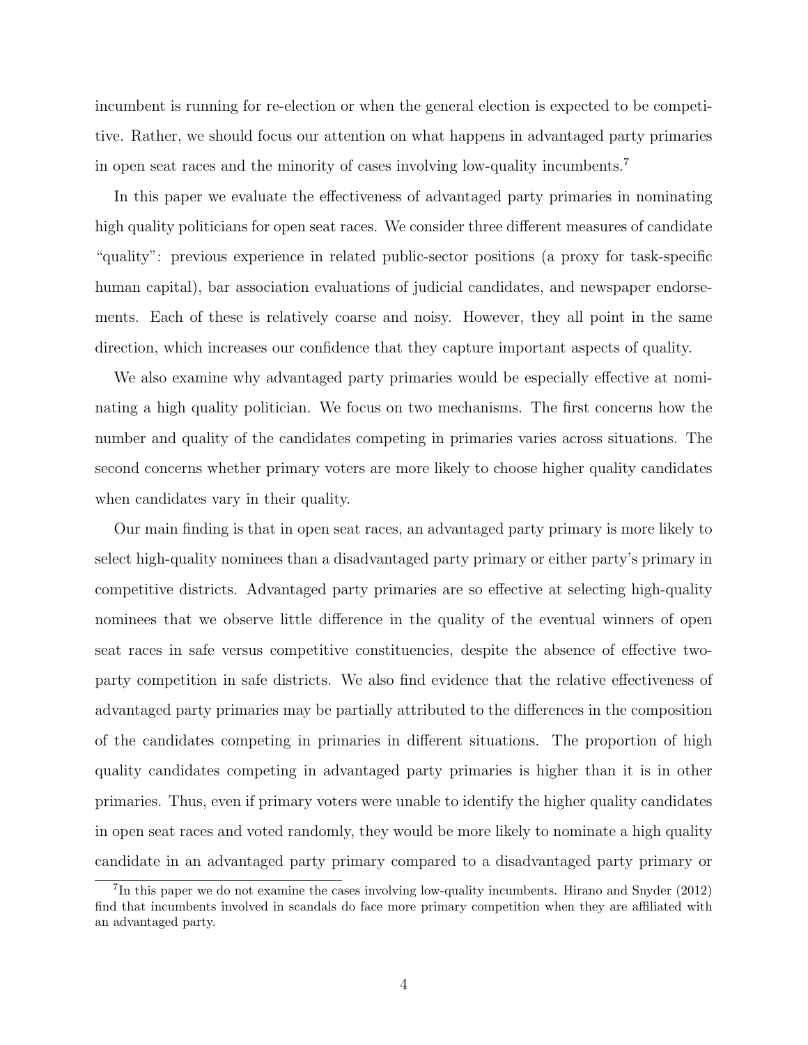incumbent is running for re-election or when the general election is expected to be competitive. Rather, we should focus our attention on what happens in advantaged party primaries in open seat races and the minority of cases involving low-quality incumbents.[7]

In this paper we evaluate the effectiveness of advantaged party primaries in nominating high quality politicians for open seat races. We consider three different measures of candidate "quality": previous experience in related public-sector positions (a proxy for task-specific human capital), bar association evaluations of judicial candidates, and newspaper endorsements. Each of these is relatively coarse and noisy. However, they all point in the same direction, which increases our confidence that they capture important aspects of quality.

We also examine why advantaged party primaries would be especially effective at nominating a high quality politician. We focus on two mechanisms. The first concerns how the number and quality of the candidates competing in primaries varies across situations. The second concerns whether primary voters are more likely to choose higher quality candidates when candidates vary in their quality.

Our main finding is that in open seat races, an advantaged party primary is more likely to select high-quality nominees than a disadvantaged party primary or either party's primary in competitive districts. Advantaged party primaries are so effective at selecting high-quality nominees that we observe little difference in the quality of the eventual winners of open seat races in safe versus competitive constituencies, despite the absence of effective two-party competition in safe districts. We also find evidence that the relative effectiveness of advantaged party primaries may be partially attributed to the differences in the composition of the candidates competing in primaries in different situations. The proportion of high quality candidates competing in advantaged party primaries is higher than it is in other primaries. Thus, even if primary voters were unable to identify the higher quality candidates in open seat races and voted randomly, they would be more likely to nominate a high quality candidate in an advantaged party primary compared to a disadvantaged party primary or

[7] In this paper we do not examine the cases involving low-quality incumbents. Hirano and Snyder (2012) find that incumbents involved in scandals do face more primary competition when they are affiliated with an advantaged party.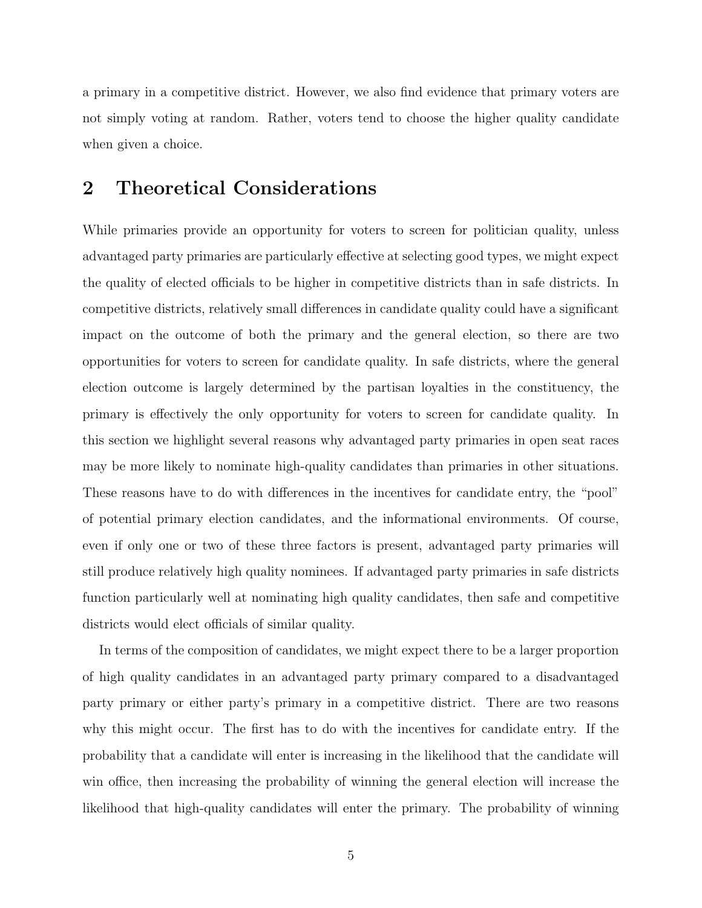a primary in a competitive district. However, we also find evidence that primary voters are not simply voting at random. Rather, voters tend to choose the higher quality candidate when given a choice.

## 2 Theoretical Considerations

While primaries provide an opportunity for voters to screen for politician quality, unless advantaged party primaries are particularly effective at selecting good types, we might expect the quality of elected officials to be higher in competitive districts than in safe districts. In competitive districts, relatively small differences in candidate quality could have a significant impact on the outcome of both the primary and the general election, so there are two opportunities for voters to screen for candidate quality. In safe districts, where the general election outcome is largely determined by the partisan loyalties in the constituency, the primary is effectively the only opportunity for voters to screen for candidate quality. In this section we highlight several reasons why advantaged party primaries in open seat races may be more likely to nominate high-quality candidates than primaries in other situations. These reasons have to do with differences in the incentives for candidate entry, the "pool" of potential primary election candidates, and the informational environments. Of course, even if only one or two of these three factors is present, advantaged party primaries will still produce relatively high quality nominees. If advantaged party primaries in safe districts function particularly well at nominating high quality candidates, then safe and competitive districts would elect officials of similar quality.

In terms of the composition of candidates, we might expect there to be a larger proportion of high quality candidates in an advantaged party primary compared to a disadvantaged party primary or either party's primary in a competitive district. There are two reasons why this might occur. The first has to do with the incentives for candidate entry. If the probability that a candidate will enter is increasing in the likelihood that the candidate will win office, then increasing the probability of winning the general election will increase the likelihood that high-quality candidates will enter the primary. The probability of winning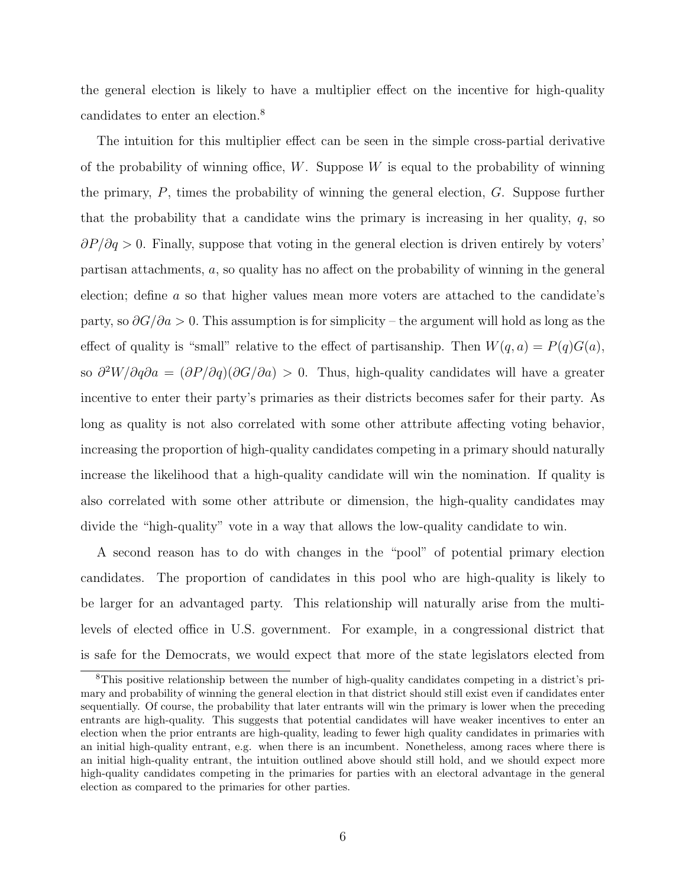the general election is likely to have a multiplier effect on the incentive for high-quality candidates to enter an election.[8]

The intuition for this multiplier effect can be seen in the simple cross-partial derivative of the probability of winning office, $W$. Suppose $W$ is equal to the probability of winning the primary, $P$, times the probability of winning the general election, $G$. Suppose further that the probability that a candidate wins the primary is increasing in her quality, $q$, so $\partial P/\partial q > 0$. Finally, suppose that voting in the general election is driven entirely by voters' partisan attachments, $a$, so quality has no affect on the probability of winning in the general election; define $a$ so that higher values mean more voters are attached to the candidate's party, so $\partial G/\partial a > 0$. This assumption is for simplicity – the argument will hold as long as the effect of quality is "small" relative to the effect of partisanship. Then $W(q, a) = P(q)G(a)$, so $\partial^2 W/\partial q \partial a = (\partial P/\partial q)(\partial G/\partial a) > 0$. Thus, high-quality candidates will have a greater incentive to enter their party's primaries as their districts becomes safer for their party. As long as quality is not also correlated with some other attribute affecting voting behavior, increasing the proportion of high-quality candidates competing in a primary should naturally increase the likelihood that a high-quality candidate will win the nomination. If quality is also correlated with some other attribute or dimension, the high-quality candidates may divide the "high-quality" vote in a way that allows the low-quality candidate to win.

A second reason has to do with changes in the "pool" of potential primary election candidates. The proportion of candidates in this pool who are high-quality is likely to be larger for an advantaged party. This relationship will naturally arise from the multi-levels of elected office in U.S. government. For example, in a congressional district that is safe for the Democrats, we would expect that more of the state legislators elected from

[8] This positive relationship between the number of high-quality candidates competing in a district's primary and probability of winning the general election in that district should still exist even if candidates enter sequentially. Of course, the probability that later entrants will win the primary is lower when the preceding entrants are high-quality. This suggests that potential candidates will have weaker incentives to enter an election when the prior entrants are high-quality, leading to fewer high quality candidates in primaries with an initial high-quality entrant, e.g. when there is an incumbent. Nonetheless, among races where there is an initial high-quality entrant, the intuition outlined above should still hold, and we should expect more high-quality candidates competing in the primaries for parties with an electoral advantage in the general election as compared to the primaries for other parties.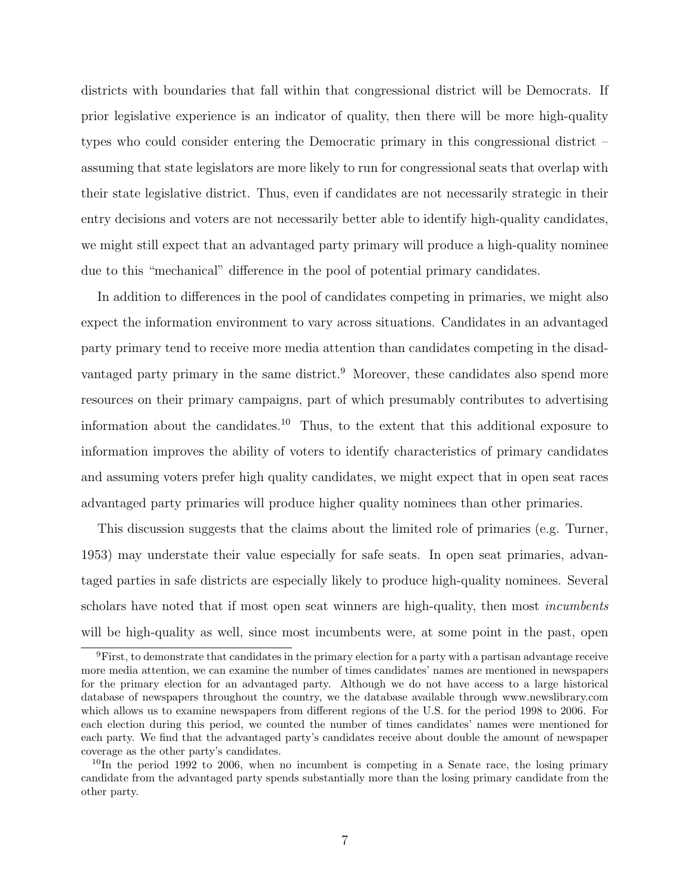districts with boundaries that fall within that congressional district will be Democrats. If prior legislative experience is an indicator of quality, then there will be more high-quality types who could consider entering the Democratic primary in this congressional district – assuming that state legislators are more likely to run for congressional seats that overlap with their state legislative district. Thus, even if candidates are not necessarily strategic in their entry decisions and voters are not necessarily better able to identify high-quality candidates, we might still expect that an advantaged party primary will produce a high-quality nominee due to this "mechanical" difference in the pool of potential primary candidates.

In addition to differences in the pool of candidates competing in primaries, we might also expect the information environment to vary across situations. Candidates in an advantaged party primary tend to receive more media attention than candidates competing in the disadvantaged party primary in the same district.[9] Moreover, these candidates also spend more resources on their primary campaigns, part of which presumably contributes to advertising information about the candidates.[10] Thus, to the extent that this additional exposure to information improves the ability of voters to identify characteristics of primary candidates and assuming voters prefer high quality candidates, we might expect that in open seat races advantaged party primaries will produce higher quality nominees than other primaries.

This discussion suggests that the claims about the limited role of primaries (e.g. Turner, 1953) may understate their value especially for safe seats. In open seat primaries, advantaged parties in safe districts are especially likely to produce high-quality nominees. Several scholars have noted that if most open seat winners are high-quality, then most *incumbents* will be high-quality as well, since most incumbents were, at some point in the past, open

[9] First, to demonstrate that candidates in the primary election for a party with a partisan advantage receive more media attention, we can examine the number of times candidates' names are mentioned in newspapers for the primary election for an advantaged party. Although we do not have access to a large historical database of newspapers throughout the country, we the database available through www.newslibrary.com which allows us to examine newspapers from different regions of the U.S. for the period 1998 to 2006. For each election during this period, we counted the number of times candidates' names were mentioned for each party. We find that the advantaged party's candidates receive about double the amount of newspaper coverage as the other party's candidates.

[10] In the period 1992 to 2006, when no incumbent is competing in a Senate race, the losing primary candidate from the advantaged party spends substantially more than the losing primary candidate from the other party.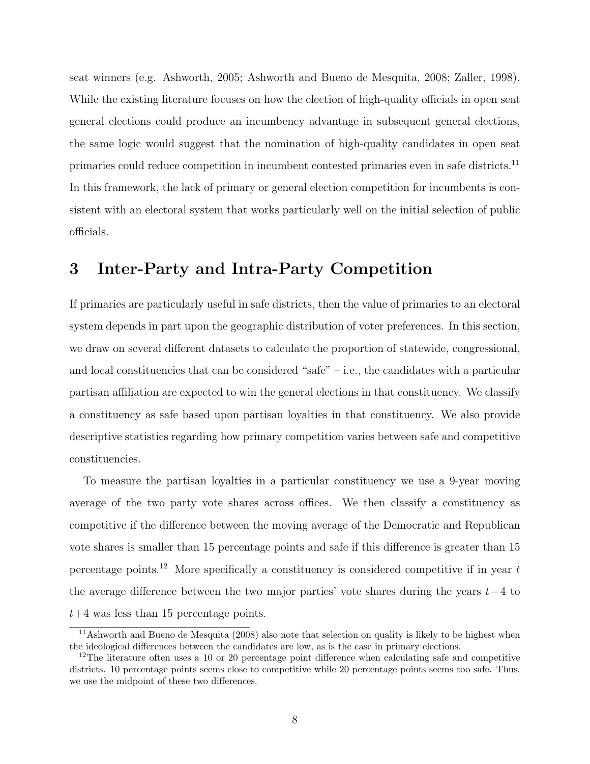seat winners (e.g. Ashworth, 2005; Ashworth and Bueno de Mesquita, 2008; Zaller, 1998). While the existing literature focuses on how the election of high-quality officials in open seat general elections could produce an incumbency advantage in subsequent general elections, the same logic would suggest that the nomination of high-quality candidates in open seat primaries could reduce competition in incumbent contested primaries even in safe districts.[11] In this framework, the lack of primary or general election competition for incumbents is consistent with an electoral system that works particularly well on the initial selection of public officials.

# 3 Inter-Party and Intra-Party Competition

If primaries are particularly useful in safe districts, then the value of primaries to an electoral system depends in part upon the geographic distribution of voter preferences. In this section, we draw on several different datasets to calculate the proportion of statewide, congressional, and local constituencies that can be considered "safe" – i.e., the candidates with a particular partisan affiliation are expected to win the general elections in that constituency. We classify a constituency as safe based upon partisan loyalties in that constituency. We also provide descriptive statistics regarding how primary competition varies between safe and competitive constituencies.

To measure the partisan loyalties in a particular constituency we use a 9-year moving average of the two party vote shares across offices. We then classify a constituency as competitive if the difference between the moving average of the Democratic and Republican vote shares is smaller than 15 percentage points and safe if this difference is greater than 15 percentage points.[12] More specifically a constituency is considered competitive if in year $t$ the average difference between the two major parties' vote shares during the years $t-4$ to $t+4$ was less than 15 percentage points.

[11] Ashworth and Bueno de Mesquita (2008) also note that selection on quality is likely to be highest when the ideological differences between the candidates are low, as is the case in primary elections.

[12] The literature often uses a 10 or 20 percentage point difference when calculating safe and competitive districts. 10 percentage points seems close to competitive while 20 percentage points seems too safe. Thus, we use the midpoint of these two differences.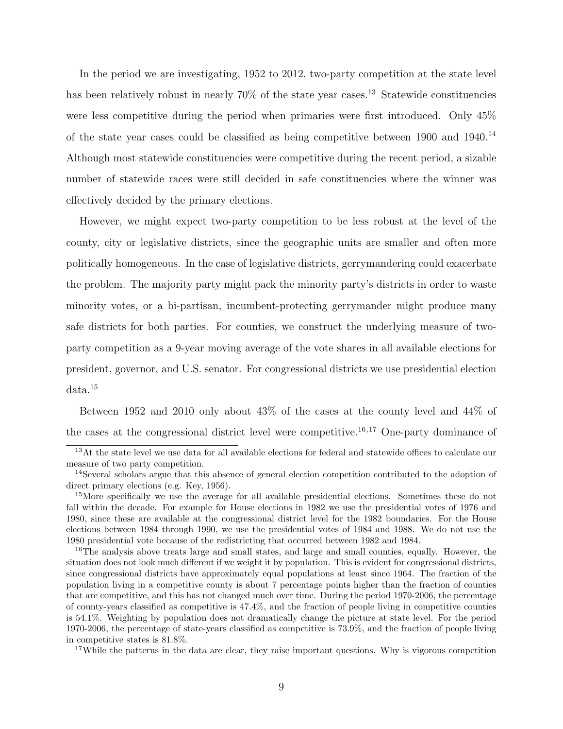In the period we are investigating, 1952 to 2012, two-party competition at the state level has been relatively robust in nearly 70% of the state year cases.[13] Statewide constituencies were less competitive during the period when primaries were first introduced. Only 45% of the state year cases could be classified as being competitive between 1900 and 1940.[14] Although most statewide constituencies were competitive during the recent period, a sizable number of statewide races were still decided in safe constituencies where the winner was effectively decided by the primary elections.

However, we might expect two-party competition to be less robust at the level of the county, city or legislative districts, since the geographic units are smaller and often more politically homogeneous. In the case of legislative districts, gerrymandering could exacerbate the problem. The majority party might pack the minority party's districts in order to waste minority votes, or a bi-partisan, incumbent-protecting gerrymander might produce many safe districts for both parties. For counties, we construct the underlying measure of two-party competition as a 9-year moving average of the vote shares in all available elections for president, governor, and U.S. senator. For congressional districts we use presidential election data.[15]

Between 1952 and 2010 only about 43% of the cases at the county level and 44% of the cases at the congressional district level were competitive.[16,17] One-party dominance of

[13]At the state level we use data for all available elections for federal and statewide offices to calculate our measure of two party competition.

[14]Several scholars argue that this absence of general election competition contributed to the adoption of direct primary elections (e.g. Key, 1956).

[15]More specifically we use the average for all available presidential elections. Sometimes these do not fall within the decade. For example for House elections in 1982 we use the presidential votes of 1976 and 1980, since these are available at the congressional district level for the 1982 boundaries. For the House elections between 1984 through 1990, we use the presidential votes of 1984 and 1988. We do not use the 1980 presidential vote because of the redistricting that occurred between 1982 and 1984.

[16]The analysis above treats large and small states, and large and small counties, equally. However, the situation does not look much different if we weight it by population. This is evident for congressional districts, since congressional districts have approximately equal populations at least since 1964. The fraction of the population living in a competitive county is about 7 percentage points higher than the fraction of counties that are competitive, and this has not changed much over time. During the period 1970-2006, the percentage of county-years classified as competitive is 47.4%, and the fraction of people living in competitive counties is 54.1%. Weighting by population does not dramatically change the picture at state level. For the period 1970-2006, the percentage of state-years classified as competitive is 73.9%, and the fraction of people living in competitive states is 81.8%.

[17]While the patterns in the data are clear, they raise important questions. Why is vigorous competition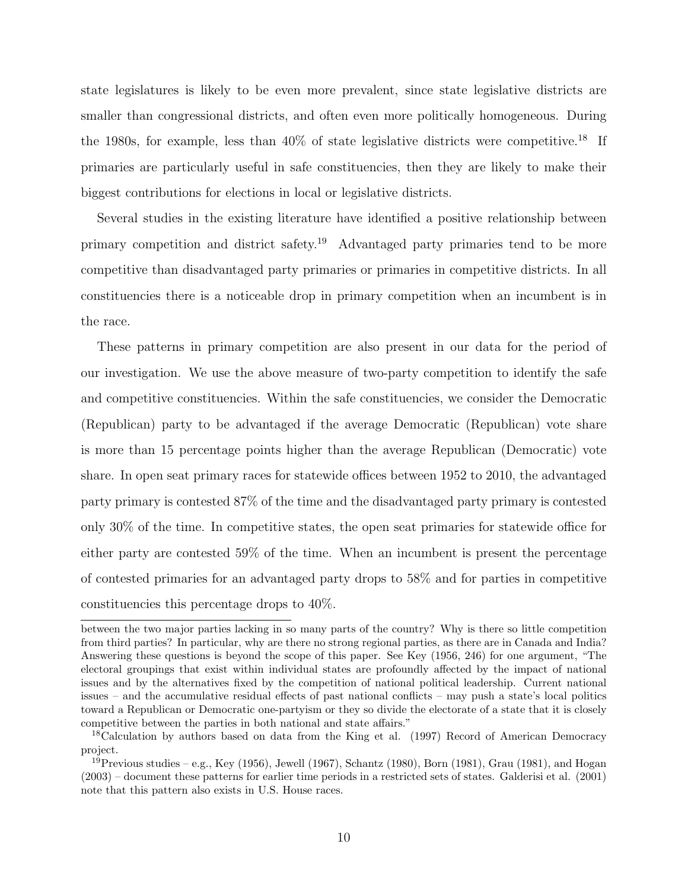state legislatures is likely to be even more prevalent, since state legislative districts are smaller than congressional districts, and often even more politically homogeneous. During the 1980s, for example, less than 40% of state legislative districts were competitive.[18] If primaries are particularly useful in safe constituencies, then they are likely to make their biggest contributions for elections in local or legislative districts.

Several studies in the existing literature have identified a positive relationship between primary competition and district safety.[19] Advantaged party primaries tend to be more competitive than disadvantaged party primaries or primaries in competitive districts. In all constituencies there is a noticeable drop in primary competition when an incumbent is in the race.

These patterns in primary competition are also present in our data for the period of our investigation. We use the above measure of two-party competition to identify the safe and competitive constituencies. Within the safe constituencies, we consider the Democratic (Republican) party to be advantaged if the average Democratic (Republican) vote share is more than 15 percentage points higher than the average Republican (Democratic) vote share. In open seat primary races for statewide offices between 1952 to 2010, the advantaged party primary is contested 87% of the time and the disadvantaged party primary is contested only 30% of the time. In competitive states, the open seat primaries for statewide office for either party are contested 59% of the time. When an incumbent is present the percentage of contested primaries for an advantaged party drops to 58% and for parties in competitive constituencies this percentage drops to 40%.

---

between the two major parties lacking in so many parts of the country? Why is there so little competition from third parties? In particular, why are there no strong regional parties, as there are in Canada and India? Answering these questions is beyond the scope of this paper. See Key (1956, 246) for one argument, "The electoral groupings that exist within individual states are profoundly affected by the impact of national issues and by the alternatives fixed by the competition of national political leadership. Current national issues – and the accumulative residual effects of past national conflicts – may push a state's local politics toward a Republican or Democratic one-partyism or they so divide the electorate of a state that it is closely competitive between the parties in both national and state affairs."

[18] Calculation by authors based on data from the King et al. (1997) Record of American Democracy project.

[19] Previous studies – e.g., Key (1956), Jewell (1967), Schantz (1980), Born (1981), Grau (1981), and Hogan (2003) – document these patterns for earlier time periods in a restricted sets of states. Galderisi et al. (2001) note that this pattern also exists in U.S. House races.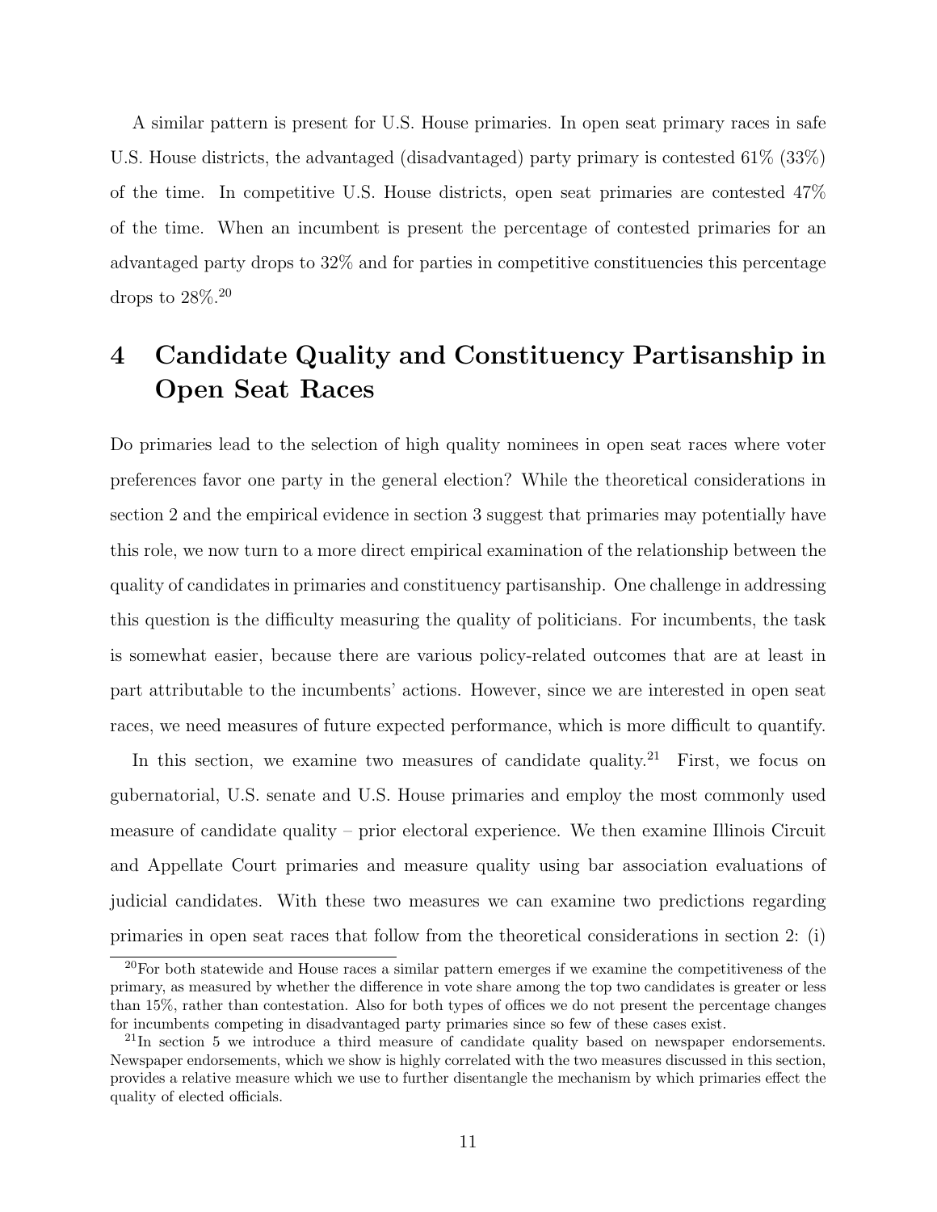A similar pattern is present for U.S. House primaries. In open seat primary races in safe U.S. House districts, the advantaged (disadvantaged) party primary is contested 61% (33%) of the time. In competitive U.S. House districts, open seat primaries are contested 47% of the time. When an incumbent is present the percentage of contested primaries for an advantaged party drops to 32% and for parties in competitive constituencies this percentage drops to 28%.[20]

# 4 Candidate Quality and Constituency Partisanship in Open Seat Races

Do primaries lead to the selection of high quality nominees in open seat races where voter preferences favor one party in the general election? While the theoretical considerations in section 2 and the empirical evidence in section 3 suggest that primaries may potentially have this role, we now turn to a more direct empirical examination of the relationship between the quality of candidates in primaries and constituency partisanship. One challenge in addressing this question is the difficulty measuring the quality of politicians. For incumbents, the task is somewhat easier, because there are various policy-related outcomes that are at least in part attributable to the incumbents' actions. However, since we are interested in open seat races, we need measures of future expected performance, which is more difficult to quantify.

In this section, we examine two measures of candidate quality.[21] First, we focus on gubernatorial, U.S. senate and U.S. House primaries and employ the most commonly used measure of candidate quality – prior electoral experience. We then examine Illinois Circuit and Appellate Court primaries and measure quality using bar association evaluations of judicial candidates. With these two measures we can examine two predictions regarding primaries in open seat races that follow from the theoretical considerations in section 2: (i)

[20] For both statewide and House races a similar pattern emerges if we examine the competitiveness of the primary, as measured by whether the difference in vote share among the top two candidates is greater or less than 15%, rather than contestation. Also for both types of offices we do not present the percentage changes for incumbents competing in disadvantaged party primaries since so few of these cases exist.

[21] In section 5 we introduce a third measure of candidate quality based on newspaper endorsements. Newspaper endorsements, which we show is highly correlated with the two measures discussed in this section, provides a relative measure which we use to further disentangle the mechanism by which primaries effect the quality of elected officials.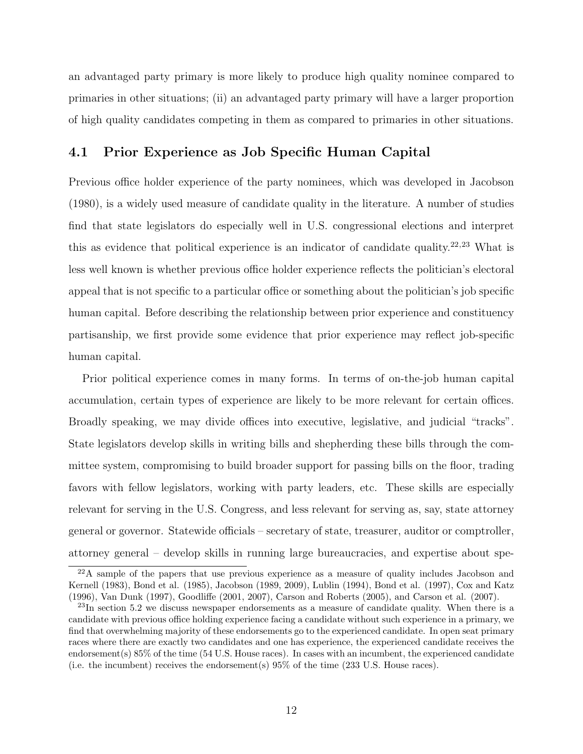an advantaged party primary is more likely to produce high quality nominee compared to primaries in other situations; (ii) an advantaged party primary will have a larger proportion of high quality candidates competing in them as compared to primaries in other situations.

## 4.1 Prior Experience as Job Specific Human Capital

Previous office holder experience of the party nominees, which was developed in Jacobson (1980), is a widely used measure of candidate quality in the literature. A number of studies find that state legislators do especially well in U.S. congressional elections and interpret this as evidence that political experience is an indicator of candidate quality.[22,23] What is less well known is whether previous office holder experience reflects the politician's electoral appeal that is not specific to a particular office or something about the politician's job specific human capital. Before describing the relationship between prior experience and constituency partisanship, we first provide some evidence that prior experience may reflect job-specific human capital.

Prior political experience comes in many forms. In terms of on-the-job human capital accumulation, certain types of experience are likely to be more relevant for certain offices. Broadly speaking, we may divide offices into executive, legislative, and judicial "tracks". State legislators develop skills in writing bills and shepherding these bills through the committee system, compromising to build broader support for passing bills on the floor, trading favors with fellow legislators, working with party leaders, etc. These skills are especially relevant for serving in the U.S. Congress, and less relevant for serving as, say, state attorney general or governor. Statewide officials – secretary of state, treasurer, auditor or comptroller, attorney general – develop skills in running large bureaucracies, and expertise about spe-

[22] A sample of the papers that use previous experience as a measure of quality includes Jacobson and Kernell (1983), Bond et al. (1985), Jacobson (1989, 2009), Lublin (1994), Bond et al. (1997), Cox and Katz (1996), Van Dunk (1997), Goodliffe (2001, 2007), Carson and Roberts (2005), and Carson et al. (2007).

[23] In section 5.2 we discuss newspaper endorsements as a measure of candidate quality. When there is a candidate with previous office holding experience facing a candidate without such experience in a primary, we find that overwhelming majority of these endorsements go to the experienced candidate. In open seat primary races where there are exactly two candidates and one has experience, the experienced candidate receives the endorsement(s) 85% of the time (54 U.S. House races). In cases with an incumbent, the experienced candidate (i.e. the incumbent) receives the endorsement(s) 95% of the time (233 U.S. House races).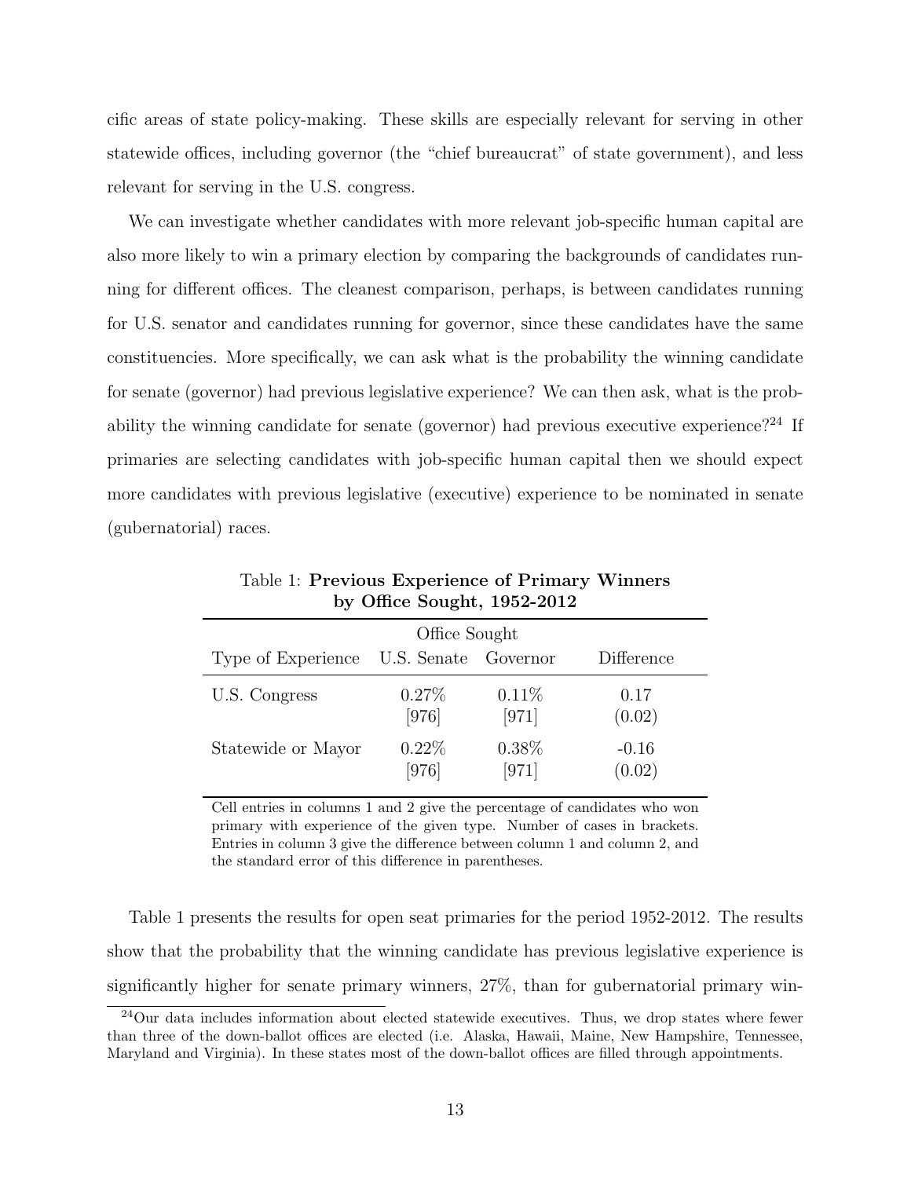cific areas of state policy-making. These skills are especially relevant for serving in other statewide offices, including governor (the "chief bureaucrat" of state government), and less relevant for serving in the U.S. congress.

We can investigate whether candidates with more relevant job-specific human capital are also more likely to win a primary election by comparing the backgrounds of candidates running for different offices. The cleanest comparison, perhaps, is between candidates running for U.S. senator and candidates running for governor, since these candidates have the same constituencies. More specifically, we can ask what is the probability the winning candidate for senate (governor) had previous legislative experience? We can then ask, what is the probability the winning candidate for senate (governor) had previous executive experience?[24] If primaries are selecting candidates with job-specific human capital then we should expect more candidates with previous legislative (executive) experience to be nominated in senate (gubernatorial) races.

Table 1: **Previous Experience of Primary Winners by Office Sought, 1952-2012**

| | Office Sought | | |
|---|---|---|---|
| Type of Experience | U.S. Senate | Governor | Difference |
| U.S. Congress | 0.27% [976] | 0.11% [971] | 0.17 (0.02) |
| Statewide or Mayor | 0.22% [976] | 0.38% [971] | -0.16 (0.02) |

Cell entries in columns 1 and 2 give the percentage of candidates who won primary with experience of the given type. Number of cases in brackets. Entries in column 3 give the difference between column 1 and column 2, and the standard error of this difference in parentheses.

Table 1 presents the results for open seat primaries for the period 1952-2012. The results show that the probability that the winning candidate has previous legislative experience is significantly higher for senate primary winners, 27%, than for gubernatorial primary win-

[24]Our data includes information about elected statewide executives. Thus, we drop states where fewer than three of the down-ballot offices are elected (i.e. Alaska, Hawaii, Maine, New Hampshire, Tennessee, Maryland and Virginia). In these states most of the down-ballot offices are filled through appointments.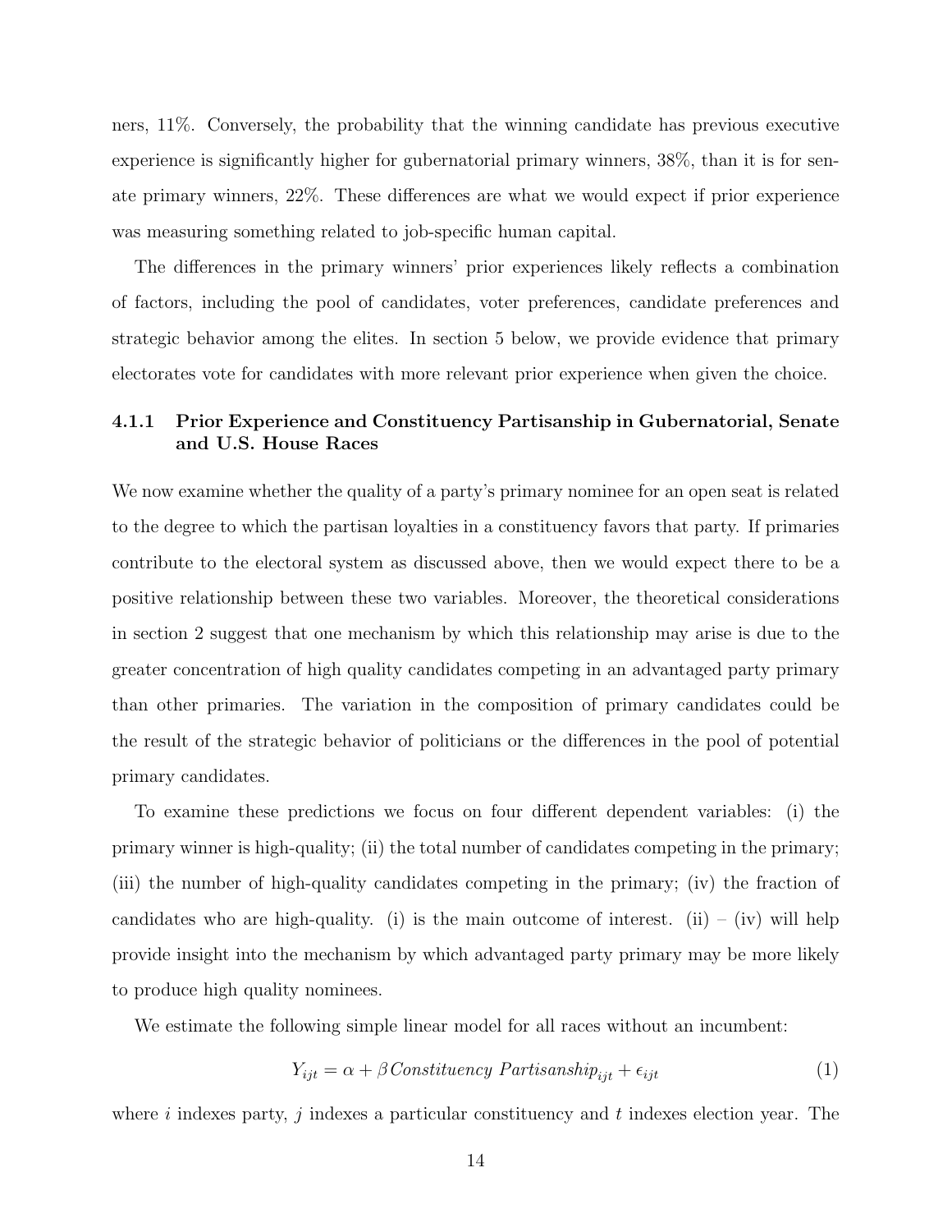ners, 11%. Conversely, the probability that the winning candidate has previous executive experience is significantly higher for gubernatorial primary winners, 38%, than it is for senate primary winners, 22%. These differences are what we would expect if prior experience was measuring something related to job-specific human capital.

The differences in the primary winners' prior experiences likely reflects a combination of factors, including the pool of candidates, voter preferences, candidate preferences and strategic behavior among the elites. In section 5 below, we provide evidence that primary electorates vote for candidates with more relevant prior experience when given the choice.

#### 4.1.1 Prior Experience and Constituency Partisanship in Gubernatorial, Senate and U.S. House Races

We now examine whether the quality of a party's primary nominee for an open seat is related to the degree to which the partisan loyalties in a constituency favors that party. If primaries contribute to the electoral system as discussed above, then we would expect there to be a positive relationship between these two variables. Moreover, the theoretical considerations in section 2 suggest that one mechanism by which this relationship may arise is due to the greater concentration of high quality candidates competing in an advantaged party primary than other primaries. The variation in the composition of primary candidates could be the result of the strategic behavior of politicians or the differences in the pool of potential primary candidates.

To examine these predictions we focus on four different dependent variables: (i) the primary winner is high-quality; (ii) the total number of candidates competing in the primary; (iii) the number of high-quality candidates competing in the primary; (iv) the fraction of candidates who are high-quality. (i) is the main outcome of interest. (ii) – (iv) will help provide insight into the mechanism by which advantaged party primary may be more likely to produce high quality nominees.

We estimate the following simple linear model for all races without an incumbent:

$$Y_{ijt} = \alpha + \beta \, \mathit{Constituency\ Partisanship}_{ijt} + \epsilon_{ijt} \tag{1}$$

where $i$ indexes party, $j$ indexes a particular constituency and $t$ indexes election year. The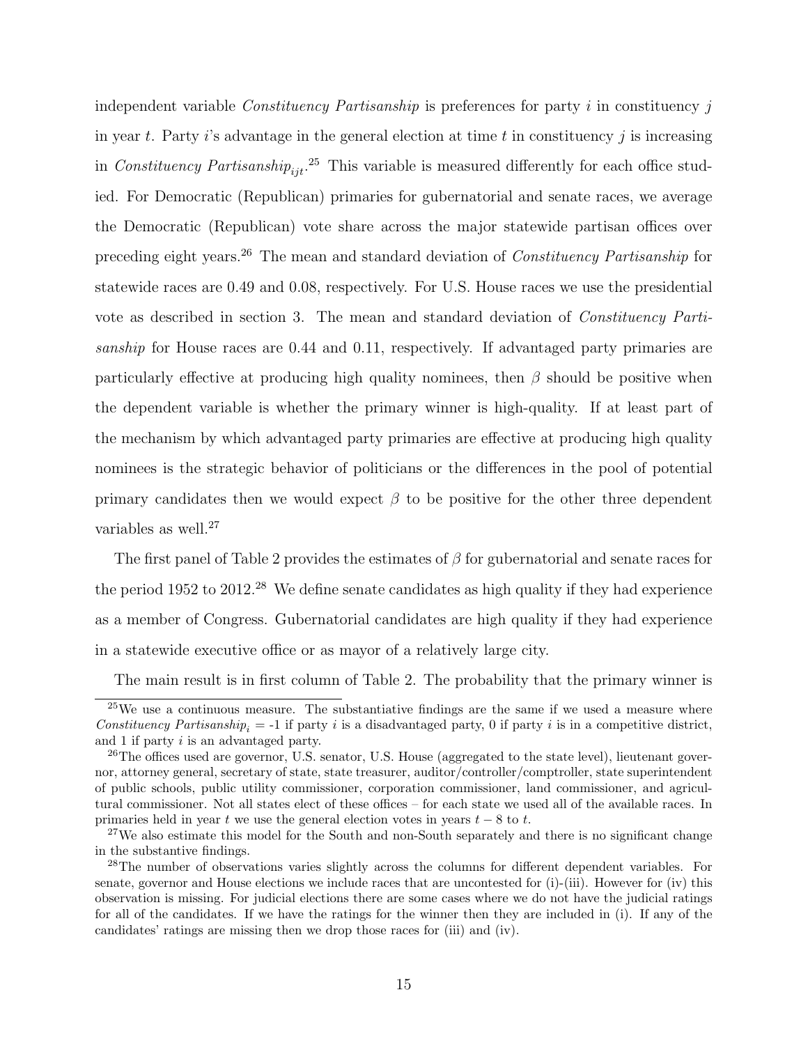independent variable *Constituency Partisanship* is preferences for party $i$ in constituency $j$ in year $t$. Party $i$'s advantage in the general election at time $t$ in constituency $j$ is increasing in *Constituency Partisanship*$_{ijt}$.[25] This variable is measured differently for each office studied. For Democratic (Republican) primaries for gubernatorial and senate races, we average the Democratic (Republican) vote share across the major statewide partisan offices over preceding eight years.[26] The mean and standard deviation of *Constituency Partisanship* for statewide races are 0.49 and 0.08, respectively. For U.S. House races we use the presidential vote as described in section 3. The mean and standard deviation of *Constituency Partisanship* for House races are 0.44 and 0.11, respectively. If advantaged party primaries are particularly effective at producing high quality nominees, then $\beta$ should be positive when the dependent variable is whether the primary winner is high-quality. If at least part of the mechanism by which advantaged party primaries are effective at producing high quality nominees is the strategic behavior of politicians or the differences in the pool of potential primary candidates then we would expect $\beta$ to be positive for the other three dependent variables as well.[27]

The first panel of Table 2 provides the estimates of $\beta$ for gubernatorial and senate races for the period 1952 to 2012.[28] We define senate candidates as high quality if they had experience as a member of Congress. Gubernatorial candidates are high quality if they had experience in a statewide executive office or as mayor of a relatively large city.

The main result is in first column of Table 2. The probability that the primary winner is

---

[25] We use a continuous measure. The substantiative findings are the same if we used a measure where *Constituency Partisanship*$_i$ = -1 if party $i$ is a disadvantaged party, 0 if party $i$ is in a competitive district, and 1 if party $i$ is an advantaged party.

[26] The offices used are governor, U.S. senator, U.S. House (aggregated to the state level), lieutenant governor, attorney general, secretary of state, state treasurer, auditor/controller/comptroller, state superintendent of public schools, public utility commissioner, corporation commissioner, land commissioner, and agricultural commissioner. Not all states elect of these offices – for each state we used all of the available races. In primaries held in year $t$ we use the general election votes in years $t-8$ to $t$.

[27] We also estimate this model for the South and non-South separately and there is no significant change in the substantive findings.

[28] The number of observations varies slightly across the columns for different dependent variables. For senate, governor and House elections we include races that are uncontested for (i)-(iii). However for (iv) this observation is missing. For judicial elections there are some cases where we do not have the judicial ratings for all of the candidates. If we have the ratings for the winner then they are included in (i). If any of the candidates' ratings are missing then we drop those races for (iii) and (iv).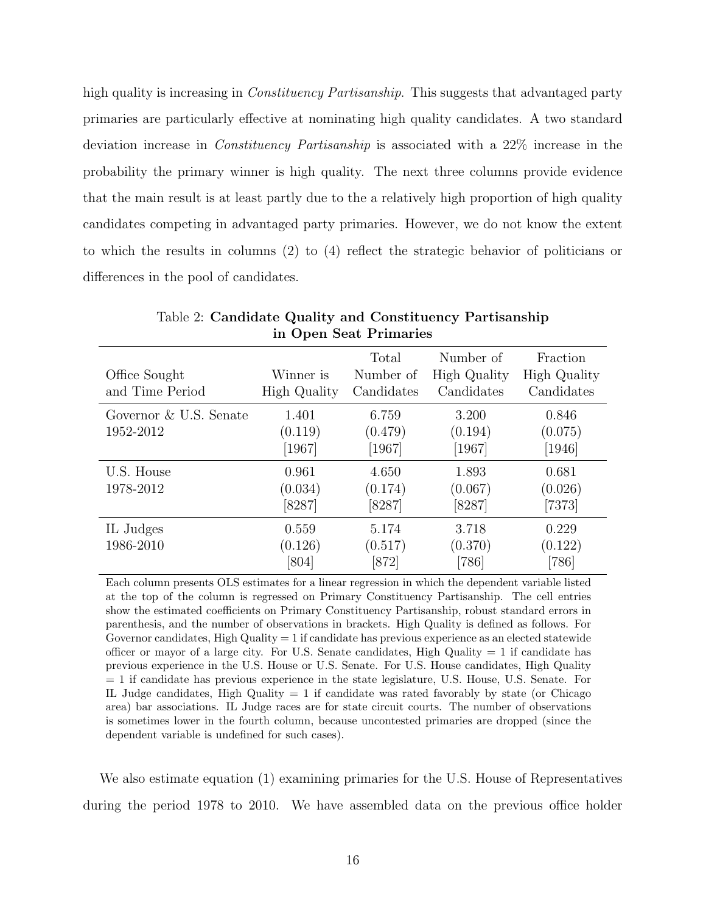high quality is increasing in *Constituency Partisanship*. This suggests that advantaged party primaries are particularly effective at nominating high quality candidates. A two standard deviation increase in *Constituency Partisanship* is associated with a 22% increase in the probability the primary winner is high quality. The next three columns provide evidence that the main result is at least partly due to the a relatively high proportion of high quality candidates competing in advantaged party primaries. However, we do not know the extent to which the results in columns (2) to (4) reflect the strategic behavior of politicians or differences in the pool of candidates.

Table 2: **Candidate Quality and Constituency Partisanship in Open Seat Primaries**

| Office Sought and Time Period | Winner is High Quality | Total Number of Candidates | Number of High Quality Candidates | Fraction High Quality Candidates |
|---|---|---|---|---|
| Governor & U.S. Senate 1952-2012 | 1.401<br>(0.119)<br>[1967] | 6.759<br>(0.479)<br>[1967] | 3.200<br>(0.194)<br>[1967] | 0.846<br>(0.075)<br>[1946] |
| U.S. House 1978-2012 | 0.961<br>(0.034)<br>[8287] | 4.650<br>(0.174)<br>[8287] | 1.893<br>(0.067)<br>[8287] | 0.681<br>(0.026)<br>[7373] |
| IL Judges 1986-2010 | 0.559<br>(0.126)<br>[804] | 5.174<br>(0.517)<br>[872] | 3.718<br>(0.370)<br>[786] | 0.229<br>(0.122)<br>[786] |

Each column presents OLS estimates for a linear regression in which the dependent variable listed at the top of the column is regressed on Primary Constituency Partisanship. The cell entries show the estimated coefficients on Primary Constituency Partisanship, robust standard errors in parenthesis, and the number of observations in brackets. High Quality is defined as follows. For Governor candidates, High Quality = 1 if candidate has previous experience as an elected statewide officer or mayor of a large city. For U.S. Senate candidates, High Quality = 1 if candidate has previous experience in the U.S. House or U.S. Senate. For U.S. House candidates, High Quality = 1 if candidate has previous experience in the state legislature, U.S. House, U.S. Senate. For IL Judge candidates, High Quality = 1 if candidate was rated favorably by state (or Chicago area) bar associations. IL Judge races are for state circuit courts. The number of observations is sometimes lower in the fourth column, because uncontested primaries are dropped (since the dependent variable is undefined for such cases).

We also estimate equation (1) examining primaries for the U.S. House of Representatives during the period 1978 to 2010. We have assembled data on the previous office holder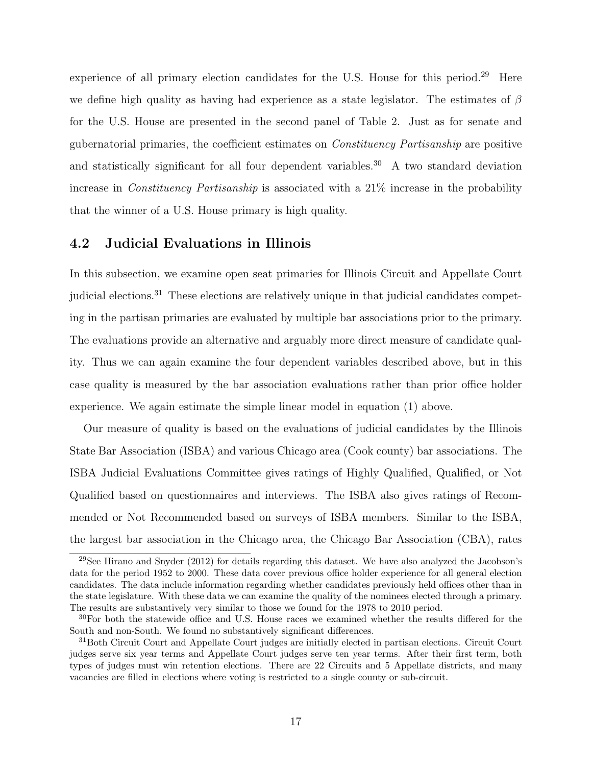experience of all primary election candidates for the U.S. House for this period.[29] Here we define high quality as having had experience as a state legislator. The estimates of $\beta$ for the U.S. House are presented in the second panel of Table 2. Just as for senate and gubernatorial primaries, the coefficient estimates on *Constituency Partisanship* are positive and statistically significant for all four dependent variables.[30] A two standard deviation increase in *Constituency Partisanship* is associated with a 21% increase in the probability that the winner of a U.S. House primary is high quality.

## 4.2 Judicial Evaluations in Illinois

In this subsection, we examine open seat primaries for Illinois Circuit and Appellate Court judicial elections.[31] These elections are relatively unique in that judicial candidates competing in the partisan primaries are evaluated by multiple bar associations prior to the primary. The evaluations provide an alternative and arguably more direct measure of candidate quality. Thus we can again examine the four dependent variables described above, but in this case quality is measured by the bar association evaluations rather than prior office holder experience. We again estimate the simple linear model in equation (1) above.

Our measure of quality is based on the evaluations of judicial candidates by the Illinois State Bar Association (ISBA) and various Chicago area (Cook county) bar associations. The ISBA Judicial Evaluations Committee gives ratings of Highly Qualified, Qualified, or Not Qualified based on questionnaires and interviews. The ISBA also gives ratings of Recommended or Not Recommended based on surveys of ISBA members. Similar to the ISBA, the largest bar association in the Chicago area, the Chicago Bar Association (CBA), rates

---

[29] See Hirano and Snyder (2012) for details regarding this dataset. We have also analyzed the Jacobson's data for the period 1952 to 2000. These data cover previous office holder experience for all general election candidates. The data include information regarding whether candidates previously held offices other than in the state legislature. With these data we can examine the quality of the nominees elected through a primary. The results are substantively very similar to those we found for the 1978 to 2010 period.

[30] For both the statewide office and U.S. House races we examined whether the results differed for the South and non-South. We found no substantively significant differences.

[31] Both Circuit Court and Appellate Court judges are initially elected in partisan elections. Circuit Court judges serve six year terms and Appellate Court judges serve ten year terms. After their first term, both types of judges must win retention elections. There are 22 Circuits and 5 Appellate districts, and many vacancies are filled in elections where voting is restricted to a single county or sub-circuit.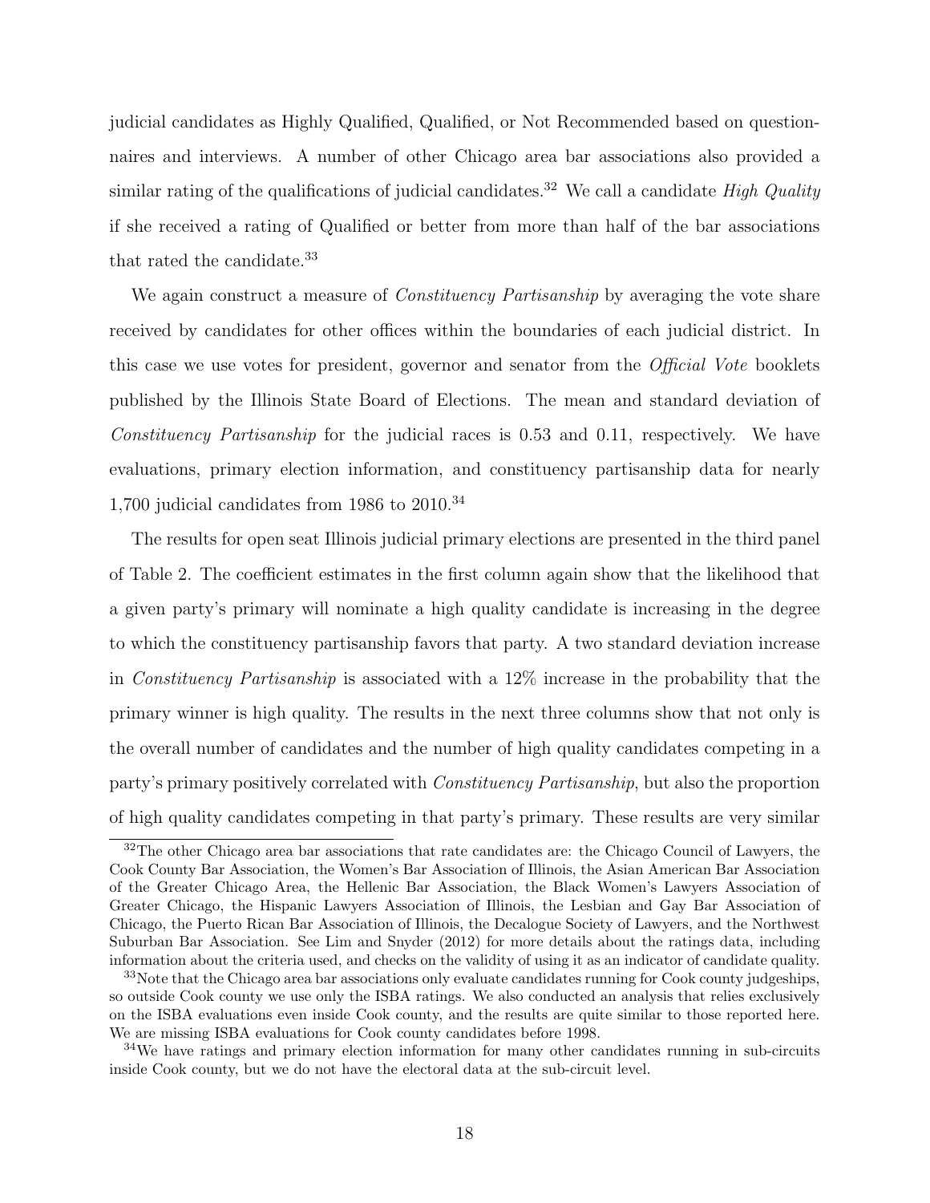judicial candidates as Highly Qualified, Qualified, or Not Recommended based on questionnaires and interviews. A number of other Chicago area bar associations also provided a similar rating of the qualifications of judicial candidates.[32] We call a candidate *High Quality* if she received a rating of Qualified or better from more than half of the bar associations that rated the candidate.[33]

We again construct a measure of *Constituency Partisanship* by averaging the vote share received by candidates for other offices within the boundaries of each judicial district. In this case we use votes for president, governor and senator from the *Official Vote* booklets published by the Illinois State Board of Elections. The mean and standard deviation of *Constituency Partisanship* for the judicial races is 0.53 and 0.11, respectively. We have evaluations, primary election information, and constituency partisanship data for nearly 1,700 judicial candidates from 1986 to 2010.[34]

The results for open seat Illinois judicial primary elections are presented in the third panel of Table 2. The coefficient estimates in the first column again show that the likelihood that a given party's primary will nominate a high quality candidate is increasing in the degree to which the constituency partisanship favors that party. A two standard deviation increase in *Constituency Partisanship* is associated with a 12% increase in the probability that the primary winner is high quality. The results in the next three columns show that not only is the overall number of candidates and the number of high quality candidates competing in a party's primary positively correlated with *Constituency Partisanship*, but also the proportion of high quality candidates competing in that party's primary. These results are very similar

[32] The other Chicago area bar associations that rate candidates are: the Chicago Council of Lawyers, the Cook County Bar Association, the Women's Bar Association of Illinois, the Asian American Bar Association of the Greater Chicago Area, the Hellenic Bar Association, the Black Women's Lawyers Association of Greater Chicago, the Hispanic Lawyers Association of Illinois, the Lesbian and Gay Bar Association of Chicago, the Puerto Rican Bar Association of Illinois, the Decalogue Society of Lawyers, and the Northwest Suburban Bar Association. See Lim and Snyder (2012) for more details about the ratings data, including information about the criteria used, and checks on the validity of using it as an indicator of candidate quality.

[33] Note that the Chicago area bar associations only evaluate candidates running for Cook county judgeships, so outside Cook county we use only the ISBA ratings. We also conducted an analysis that relies exclusively on the ISBA evaluations even inside Cook county, and the results are quite similar to those reported here. We are missing ISBA evaluations for Cook county candidates before 1998.

[34] We have ratings and primary election information for many other candidates running in sub-circuits inside Cook county, but we do not have the electoral data at the sub-circuit level.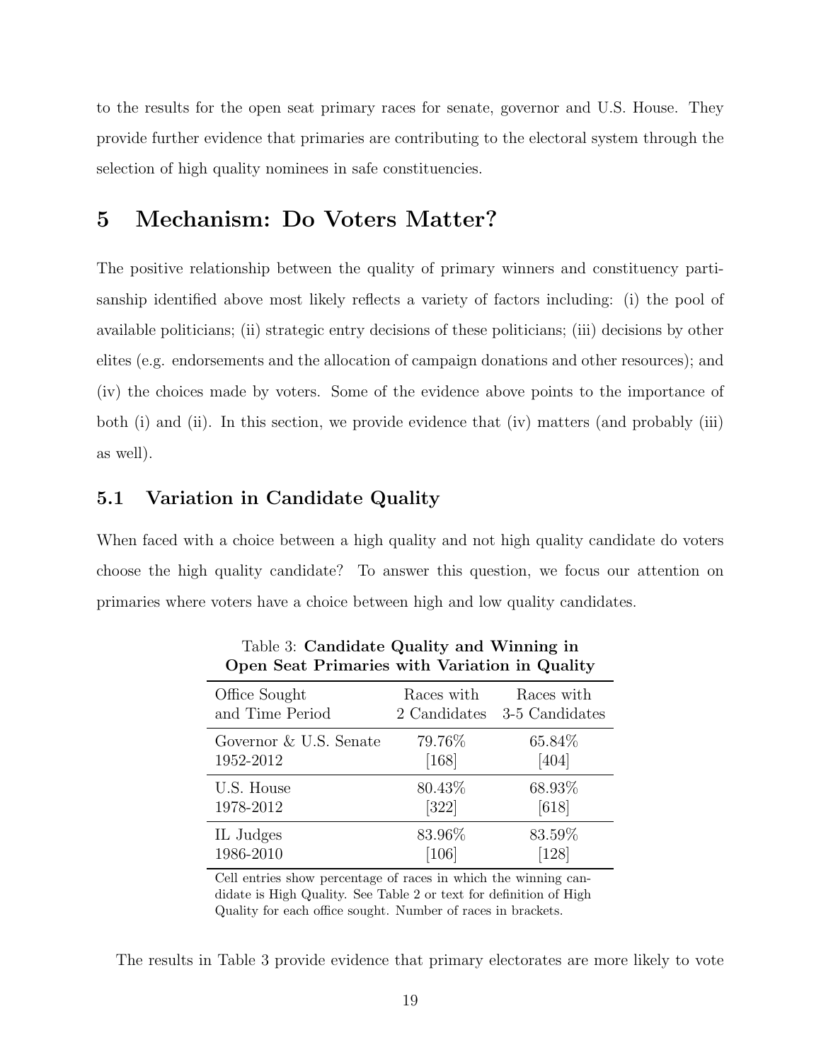to the results for the open seat primary races for senate, governor and U.S. House. They provide further evidence that primaries are contributing to the electoral system through the selection of high quality nominees in safe constituencies.

# 5 Mechanism: Do Voters Matter?

The positive relationship between the quality of primary winners and constituency partisanship identified above most likely reflects a variety of factors including: (i) the pool of available politicians; (ii) strategic entry decisions of these politicians; (iii) decisions by other elites (e.g. endorsements and the allocation of campaign donations and other resources); and (iv) the choices made by voters. Some of the evidence above points to the importance of both (i) and (ii). In this section, we provide evidence that (iv) matters (and probably (iii) as well).

## 5.1 Variation in Candidate Quality

When faced with a choice between a high quality and not high quality candidate do voters choose the high quality candidate? To answer this question, we focus our attention on primaries where voters have a choice between high and low quality candidates.

Table 3: **Candidate Quality and Winning in Open Seat Primaries with Variation in Quality**

| Office Sought and Time Period | Races with 2 Candidates | Races with 3-5 Candidates |
|---|---|---|
| Governor & U.S. Senate 1952-2012 | 79.76% [168] | 65.84% [404] |
| U.S. House 1978-2012 | 80.43% [322] | 68.93% [618] |
| IL Judges 1986-2010 | 83.96% [106] | 83.59% [128] |

Cell entries show percentage of races in which the winning candidate is High Quality. See Table 2 or text for definition of High Quality for each office sought. Number of races in brackets.

The results in Table 3 provide evidence that primary electorates are more likely to vote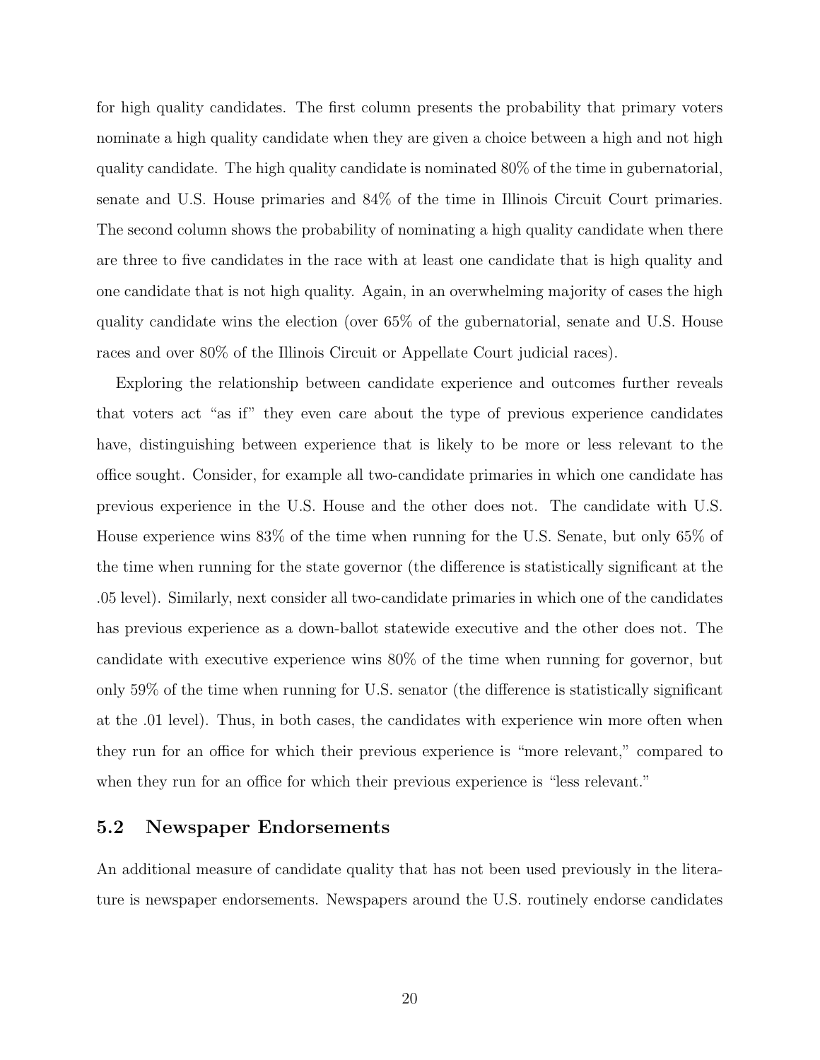for high quality candidates. The first column presents the probability that primary voters nominate a high quality candidate when they are given a choice between a high and not high quality candidate. The high quality candidate is nominated 80% of the time in gubernatorial, senate and U.S. House primaries and 84% of the time in Illinois Circuit Court primaries. The second column shows the probability of nominating a high quality candidate when there are three to five candidates in the race with at least one candidate that is high quality and one candidate that is not high quality. Again, in an overwhelming majority of cases the high quality candidate wins the election (over 65% of the gubernatorial, senate and U.S. House races and over 80% of the Illinois Circuit or Appellate Court judicial races).

Exploring the relationship between candidate experience and outcomes further reveals that voters act "as if" they even care about the type of previous experience candidates have, distinguishing between experience that is likely to be more or less relevant to the office sought. Consider, for example all two-candidate primaries in which one candidate has previous experience in the U.S. House and the other does not. The candidate with U.S. House experience wins 83% of the time when running for the U.S. Senate, but only 65% of the time when running for the state governor (the difference is statistically significant at the .05 level). Similarly, next consider all two-candidate primaries in which one of the candidates has previous experience as a down-ballot statewide executive and the other does not. The candidate with executive experience wins 80% of the time when running for governor, but only 59% of the time when running for U.S. senator (the difference is statistically significant at the .01 level). Thus, in both cases, the candidates with experience win more often when they run for an office for which their previous experience is "more relevant," compared to when they run for an office for which their previous experience is "less relevant."

## 5.2 Newspaper Endorsements

An additional measure of candidate quality that has not been used previously in the literature is newspaper endorsements. Newspapers around the U.S. routinely endorse candidates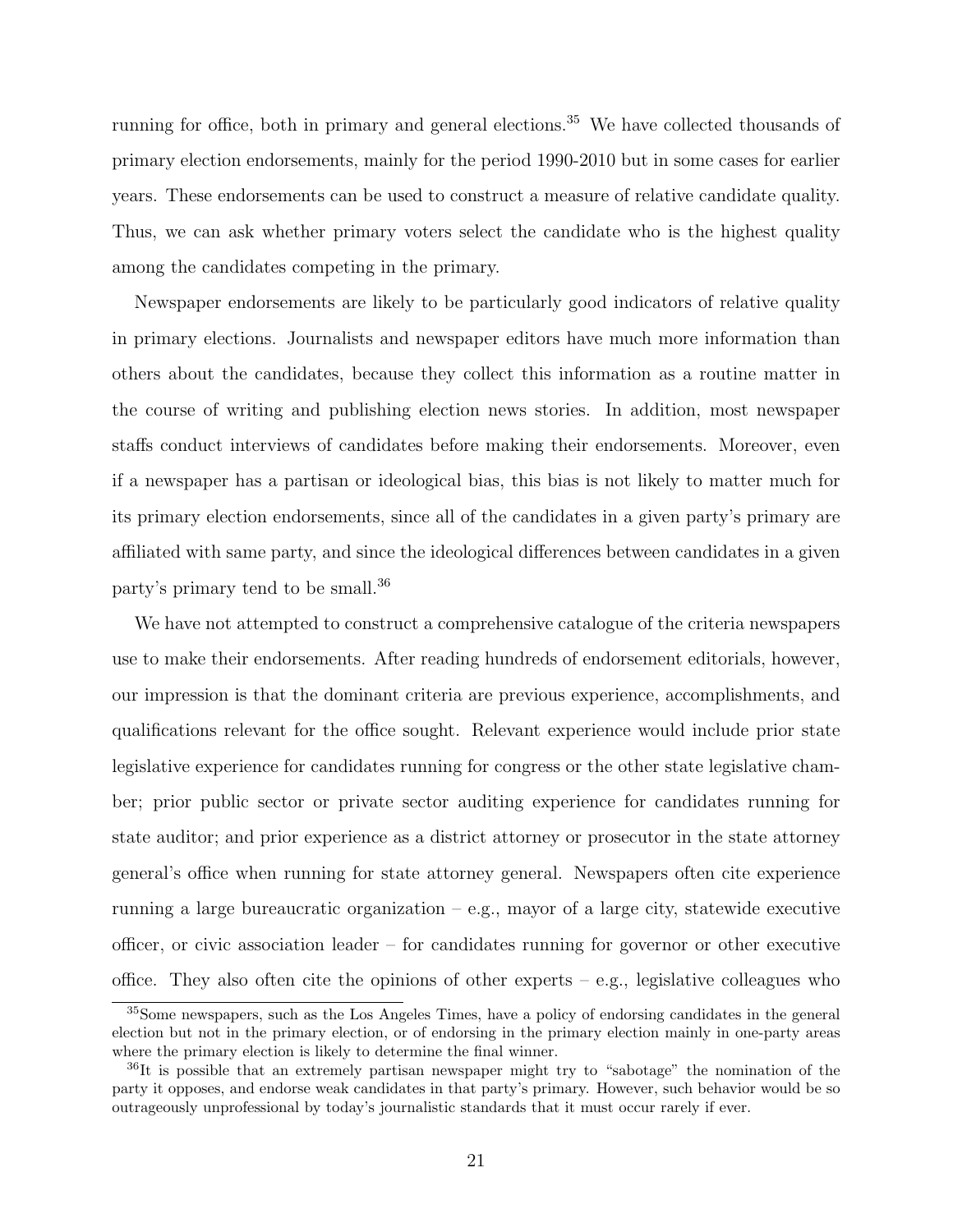running for office, both in primary and general elections.[35] We have collected thousands of primary election endorsements, mainly for the period 1990-2010 but in some cases for earlier years. These endorsements can be used to construct a measure of relative candidate quality. Thus, we can ask whether primary voters select the candidate who is the highest quality among the candidates competing in the primary.

Newspaper endorsements are likely to be particularly good indicators of relative quality in primary elections. Journalists and newspaper editors have much more information than others about the candidates, because they collect this information as a routine matter in the course of writing and publishing election news stories. In addition, most newspaper staffs conduct interviews of candidates before making their endorsements. Moreover, even if a newspaper has a partisan or ideological bias, this bias is not likely to matter much for its primary election endorsements, since all of the candidates in a given party's primary are affiliated with same party, and since the ideological differences between candidates in a given party's primary tend to be small.[36]

We have not attempted to construct a comprehensive catalogue of the criteria newspapers use to make their endorsements. After reading hundreds of endorsement editorials, however, our impression is that the dominant criteria are previous experience, accomplishments, and qualifications relevant for the office sought. Relevant experience would include prior state legislative experience for candidates running for congress or the other state legislative chamber; prior public sector or private sector auditing experience for candidates running for state auditor; and prior experience as a district attorney or prosecutor in the state attorney general's office when running for state attorney general. Newspapers often cite experience running a large bureaucratic organization – e.g., mayor of a large city, statewide executive officer, or civic association leader – for candidates running for governor or other executive office. They also often cite the opinions of other experts – e.g., legislative colleagues who

[35] Some newspapers, such as the Los Angeles Times, have a policy of endorsing candidates in the general election but not in the primary election, or of endorsing in the primary election mainly in one-party areas where the primary election is likely to determine the final winner.

[36] It is possible that an extremely partisan newspaper might try to "sabotage" the nomination of the party it opposes, and endorse weak candidates in that party's primary. However, such behavior would be so outrageously unprofessional by today's journalistic standards that it must occur rarely if ever.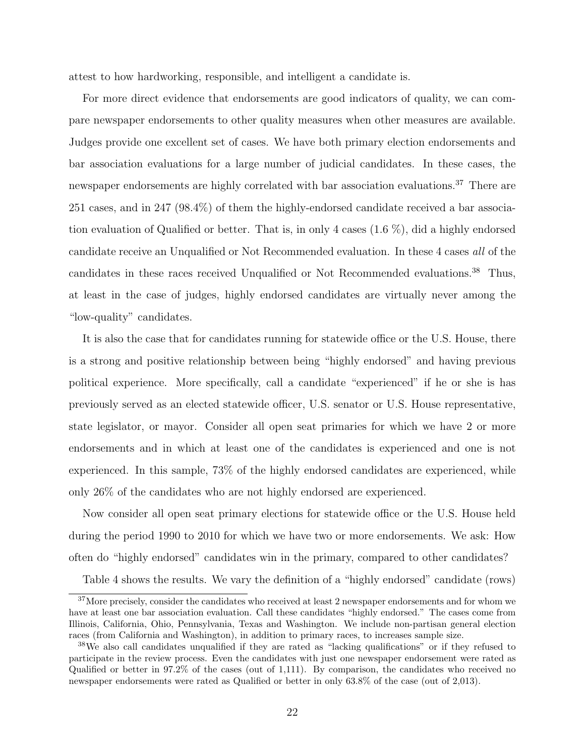attest to how hardworking, responsible, and intelligent a candidate is.

For more direct evidence that endorsements are good indicators of quality, we can compare newspaper endorsements to other quality measures when other measures are available. Judges provide one excellent set of cases. We have both primary election endorsements and bar association evaluations for a large number of judicial candidates. In these cases, the newspaper endorsements are highly correlated with bar association evaluations.[37] There are 251 cases, and in 247 (98.4%) of them the highly-endorsed candidate received a bar association evaluation of Qualified or better. That is, in only 4 cases (1.6 %), did a highly endorsed candidate receive an Unqualified or Not Recommended evaluation. In these 4 cases *all* of the candidates in these races received Unqualified or Not Recommended evaluations.[38] Thus, at least in the case of judges, highly endorsed candidates are virtually never among the "low-quality" candidates.

It is also the case that for candidates running for statewide office or the U.S. House, there is a strong and positive relationship between being "highly endorsed" and having previous political experience. More specifically, call a candidate "experienced" if he or she is has previously served as an elected statewide officer, U.S. senator or U.S. House representative, state legislator, or mayor. Consider all open seat primaries for which we have 2 or more endorsements and in which at least one of the candidates is experienced and one is not experienced. In this sample, 73% of the highly endorsed candidates are experienced, while only 26% of the candidates who are not highly endorsed are experienced.

Now consider all open seat primary elections for statewide office or the U.S. House held during the period 1990 to 2010 for which we have two or more endorsements. We ask: How often do "highly endorsed" candidates win in the primary, compared to other candidates?

Table 4 shows the results. We vary the definition of a "highly endorsed" candidate (rows)

---

[37] More precisely, consider the candidates who received at least 2 newspaper endorsements and for whom we have at least one bar association evaluation. Call these candidates "highly endorsed." The cases come from Illinois, California, Ohio, Pennsylvania, Texas and Washington. We include non-partisan general election races (from California and Washington), in addition to primary races, to increases sample size.

[38] We also call candidates unqualified if they are rated as "lacking qualifications" or if they refused to participate in the review process. Even the candidates with just one newspaper endorsement were rated as Qualified or better in 97.2% of the cases (out of 1,111). By comparison, the candidates who received no newspaper endorsements were rated as Qualified or better in only 63.8% of the case (out of 2,013).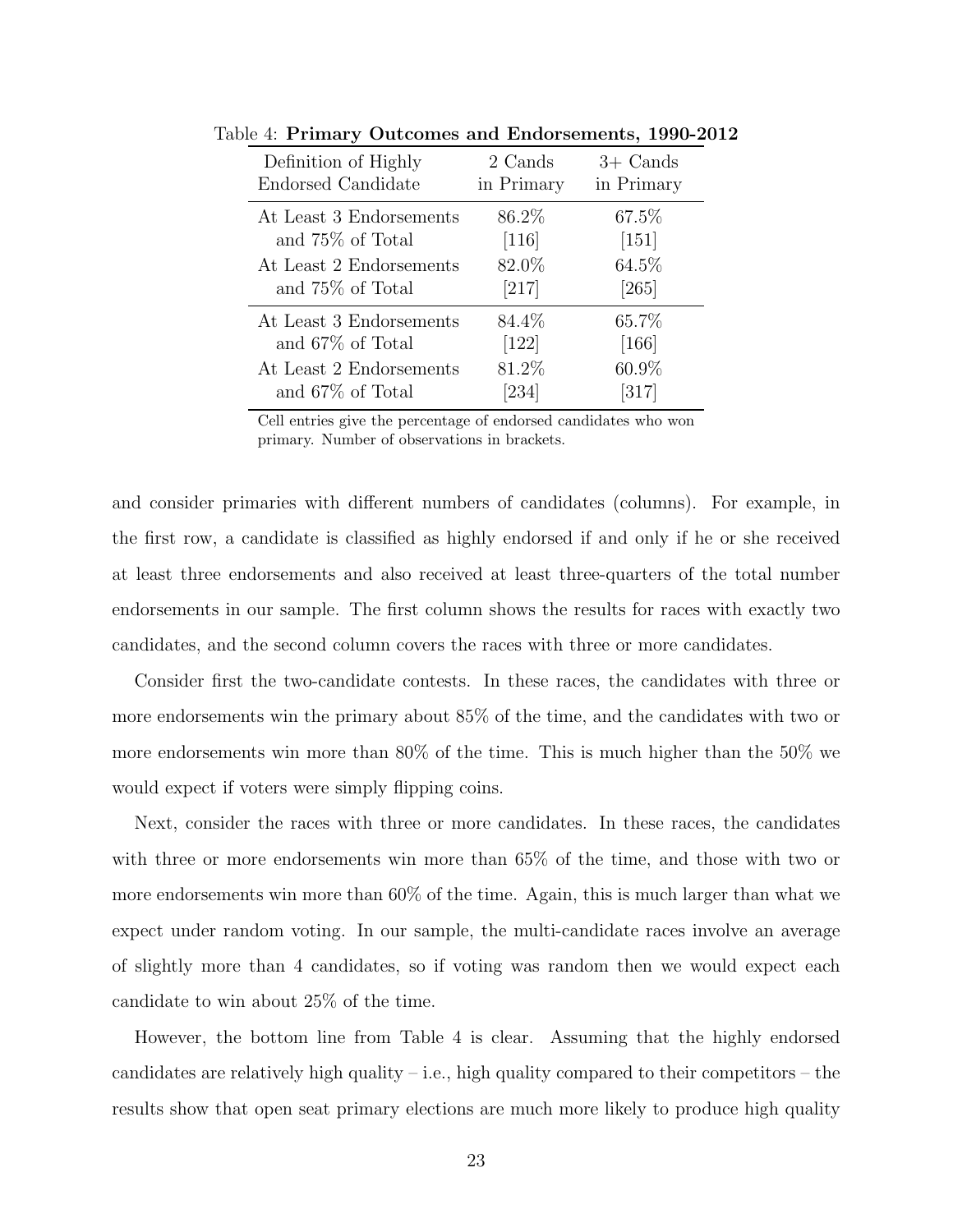Table 4: **Primary Outcomes and Endorsements, 1990-2012**

| Definition of Highly Endorsed Candidate | 2 Cands in Primary | 3+ Cands in Primary |
|---|---|---|
| At Least 3 Endorsements and 75% of Total | 86.2% [116] | 67.5% [151] |
| At Least 2 Endorsements and 75% of Total | 82.0% [217] | 64.5% [265] |
| At Least 3 Endorsements and 67% of Total | 84.4% [122] | 65.7% [166] |
| At Least 2 Endorsements and 67% of Total | 81.2% [234] | 60.9% [317] |

Cell entries give the percentage of endorsed candidates who won primary. Number of observations in brackets.

and consider primaries with different numbers of candidates (columns). For example, in the first row, a candidate is classified as highly endorsed if and only if he or she received at least three endorsements and also received at least three-quarters of the total number endorsements in our sample. The first column shows the results for races with exactly two candidates, and the second column covers the races with three or more candidates.

Consider first the two-candidate contests. In these races, the candidates with three or more endorsements win the primary about 85% of the time, and the candidates with two or more endorsements win more than 80% of the time. This is much higher than the 50% we would expect if voters were simply flipping coins.

Next, consider the races with three or more candidates. In these races, the candidates with three or more endorsements win more than 65% of the time, and those with two or more endorsements win more than 60% of the time. Again, this is much larger than what we expect under random voting. In our sample, the multi-candidate races involve an average of slightly more than 4 candidates, so if voting was random then we would expect each candidate to win about 25% of the time.

However, the bottom line from Table 4 is clear. Assuming that the highly endorsed candidates are relatively high quality – i.e., high quality compared to their competitors – the results show that open seat primary elections are much more likely to produce high quality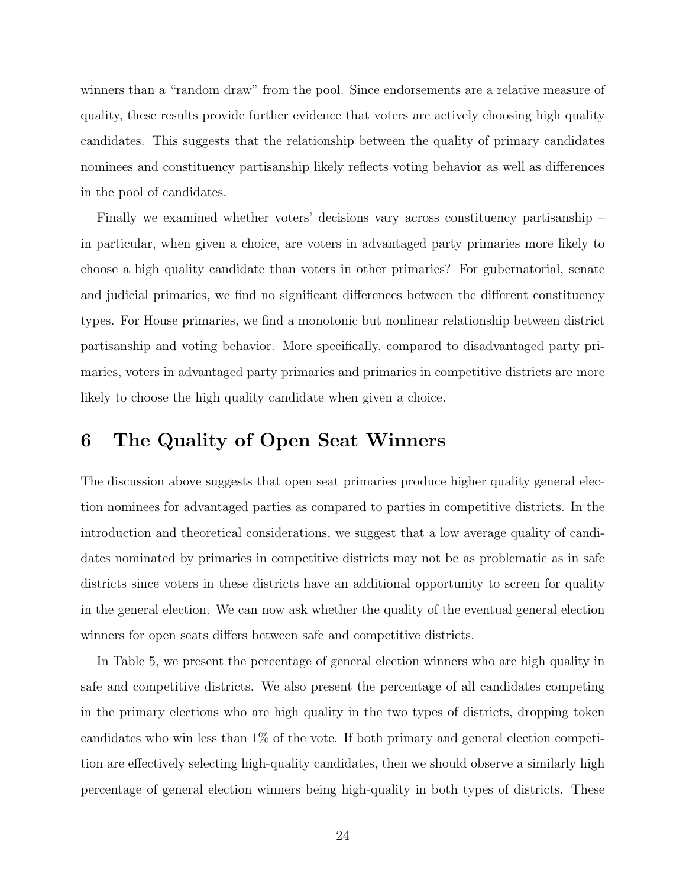winners than a "random draw" from the pool. Since endorsements are a relative measure of quality, these results provide further evidence that voters are actively choosing high quality candidates. This suggests that the relationship between the quality of primary candidates nominees and constituency partisanship likely reflects voting behavior as well as differences in the pool of candidates.

Finally we examined whether voters' decisions vary across constituency partisanship – in particular, when given a choice, are voters in advantaged party primaries more likely to choose a high quality candidate than voters in other primaries? For gubernatorial, senate and judicial primaries, we find no significant differences between the different constituency types. For House primaries, we find a monotonic but nonlinear relationship between district partisanship and voting behavior. More specifically, compared to disadvantaged party primaries, voters in advantaged party primaries and primaries in competitive districts are more likely to choose the high quality candidate when given a choice.

# 6 The Quality of Open Seat Winners

The discussion above suggests that open seat primaries produce higher quality general election nominees for advantaged parties as compared to parties in competitive districts. In the introduction and theoretical considerations, we suggest that a low average quality of candidates nominated by primaries in competitive districts may not be as problematic as in safe districts since voters in these districts have an additional opportunity to screen for quality in the general election. We can now ask whether the quality of the eventual general election winners for open seats differs between safe and competitive districts.

In Table 5, we present the percentage of general election winners who are high quality in safe and competitive districts. We also present the percentage of all candidates competing in the primary elections who are high quality in the two types of districts, dropping token candidates who win less than 1% of the vote. If both primary and general election competition are effectively selecting high-quality candidates, then we should observe a similarly high percentage of general election winners being high-quality in both types of districts. These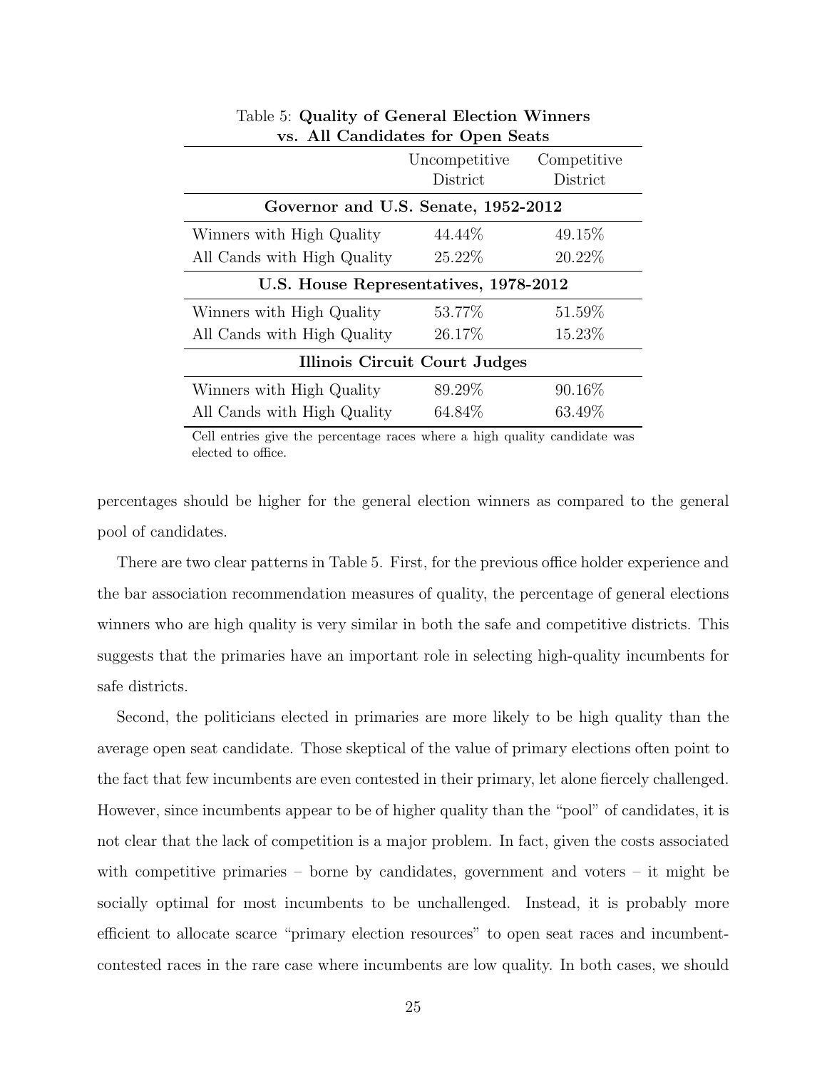Table 5: **Quality of General Election Winners vs. All Candidates for Open Seats**

| | Uncompetitive District | Competitive District |
|---|---|---|
| **Governor and U.S. Senate, 1952-2012** | | |
| Winners with High Quality | 44.44% | 49.15% |
| All Cands with High Quality | 25.22% | 20.22% |
| **U.S. House Representatives, 1978-2012** | | |
| Winners with High Quality | 53.77% | 51.59% |
| All Cands with High Quality | 26.17% | 15.23% |
| **Illinois Circuit Court Judges** | | |
| Winners with High Quality | 89.29% | 90.16% |
| All Cands with High Quality | 64.84% | 63.49% |

Cell entries give the percentage races where a high quality candidate was elected to office.

percentages should be higher for the general election winners as compared to the general pool of candidates.

There are two clear patterns in Table 5. First, for the previous office holder experience and the bar association recommendation measures of quality, the percentage of general elections winners who are high quality is very similar in both the safe and competitive districts. This suggests that the primaries have an important role in selecting high-quality incumbents for safe districts.

Second, the politicians elected in primaries are more likely to be high quality than the average open seat candidate. Those skeptical of the value of primary elections often point to the fact that few incumbents are even contested in their primary, let alone fiercely challenged. However, since incumbents appear to be of higher quality than the "pool" of candidates, it is not clear that the lack of competition is a major problem. In fact, given the costs associated with competitive primaries – borne by candidates, government and voters – it might be socially optimal for most incumbents to be unchallenged. Instead, it is probably more efficient to allocate scarce "primary election resources" to open seat races and incumbent-contested races in the rare case where incumbents are low quality. In both cases, we should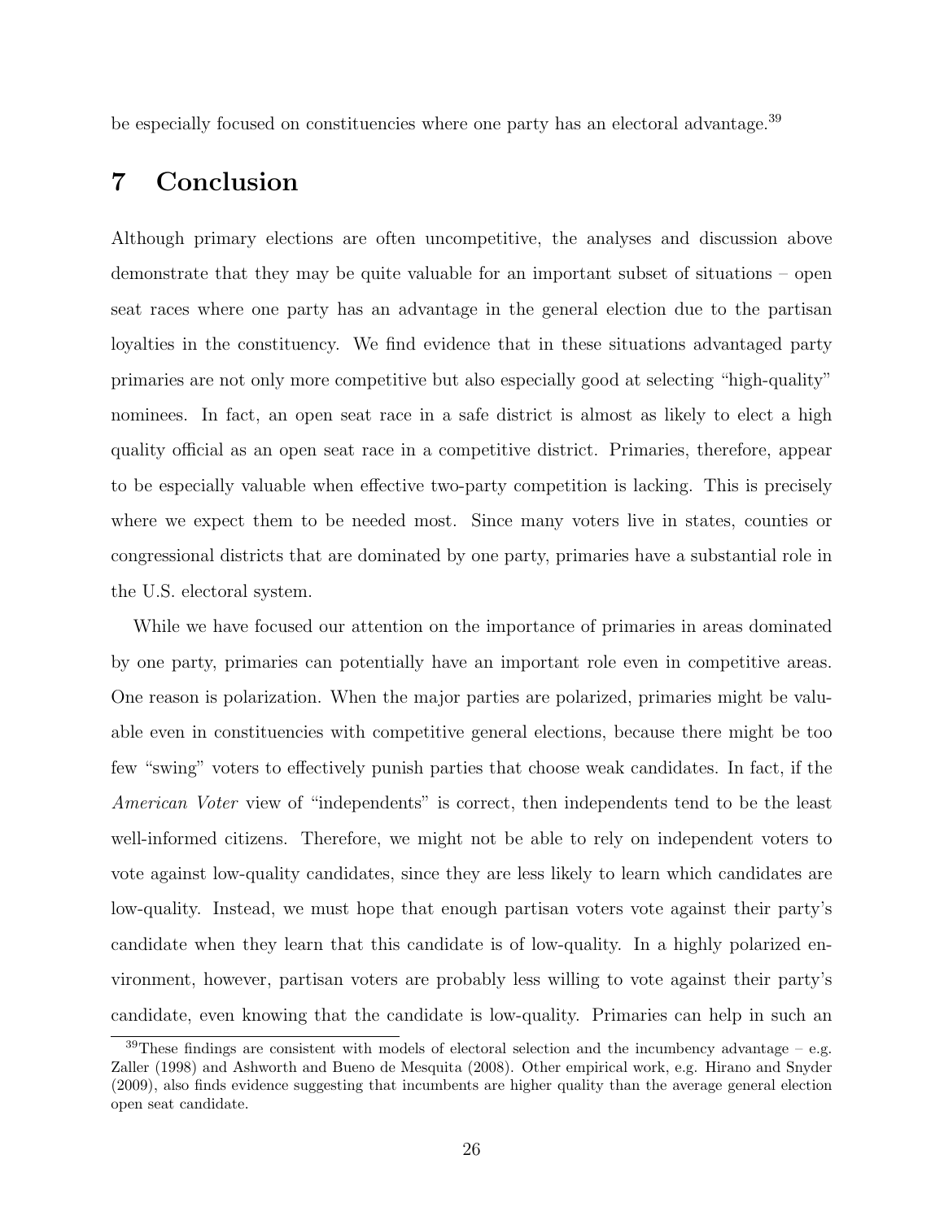be especially focused on constituencies where one party has an electoral advantage.[39]

## 7 Conclusion

Although primary elections are often uncompetitive, the analyses and discussion above demonstrate that they may be quite valuable for an important subset of situations – open seat races where one party has an advantage in the general election due to the partisan loyalties in the constituency. We find evidence that in these situations advantaged party primaries are not only more competitive but also especially good at selecting "high-quality" nominees. In fact, an open seat race in a safe district is almost as likely to elect a high quality official as an open seat race in a competitive district. Primaries, therefore, appear to be especially valuable when effective two-party competition is lacking. This is precisely where we expect them to be needed most. Since many voters live in states, counties or congressional districts that are dominated by one party, primaries have a substantial role in the U.S. electoral system.

While we have focused our attention on the importance of primaries in areas dominated by one party, primaries can potentially have an important role even in competitive areas. One reason is polarization. When the major parties are polarized, primaries might be valuable even in constituencies with competitive general elections, because there might be too few "swing" voters to effectively punish parties that choose weak candidates. In fact, if the *American Voter* view of "independents" is correct, then independents tend to be the least well-informed citizens. Therefore, we might not be able to rely on independent voters to vote against low-quality candidates, since they are less likely to learn which candidates are low-quality. Instead, we must hope that enough partisan voters vote against their party's candidate when they learn that this candidate is of low-quality. In a highly polarized environment, however, partisan voters are probably less willing to vote against their party's candidate, even knowing that the candidate is low-quality. Primaries can help in such an

[39] These findings are consistent with models of electoral selection and the incumbency advantage – e.g. Zaller (1998) and Ashworth and Bueno de Mesquita (2008). Other empirical work, e.g. Hirano and Snyder (2009), also finds evidence suggesting that incumbents are higher quality than the average general election open seat candidate.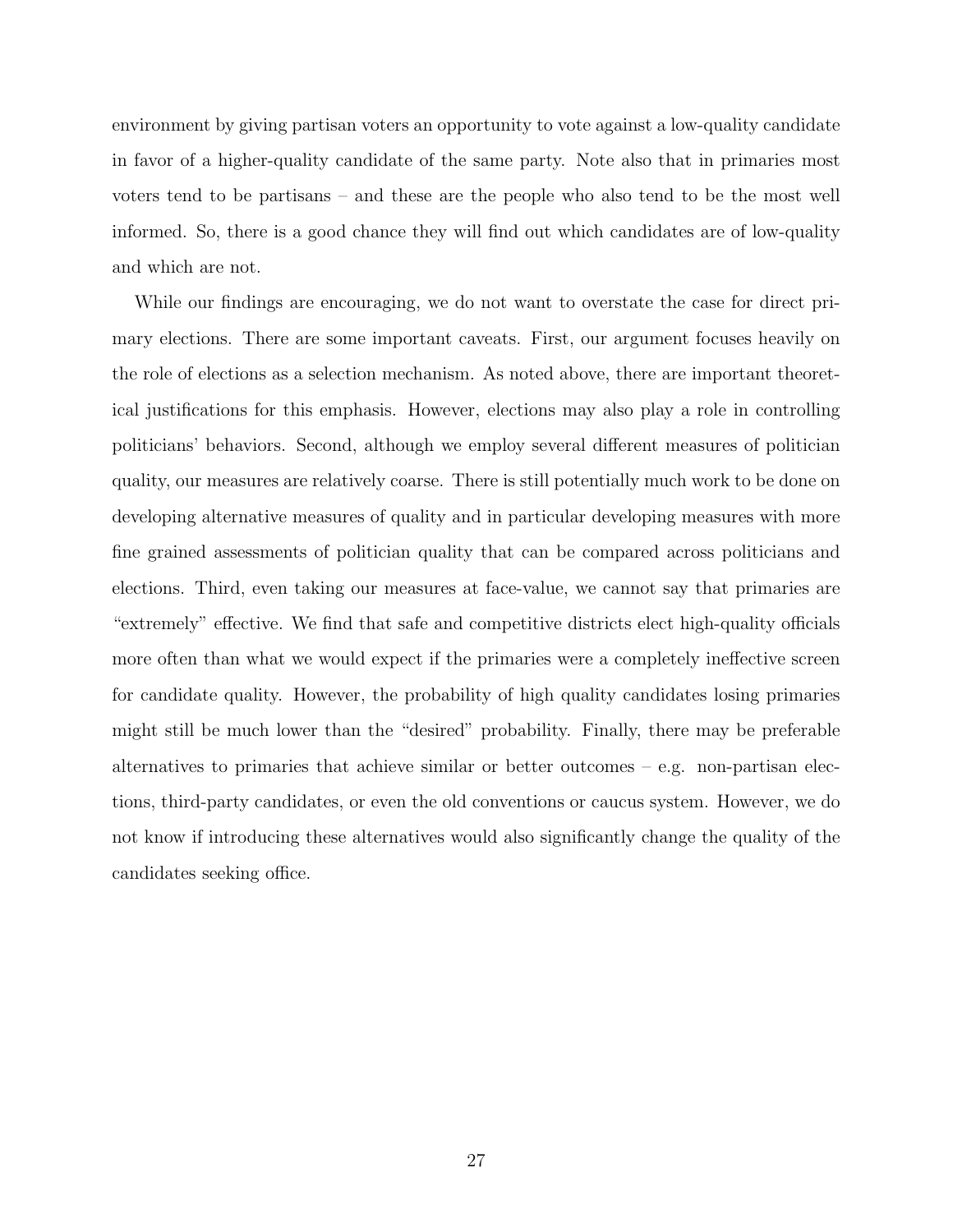environment by giving partisan voters an opportunity to vote against a low-quality candidate in favor of a higher-quality candidate of the same party. Note also that in primaries most voters tend to be partisans – and these are the people who also tend to be the most well informed. So, there is a good chance they will find out which candidates are of low-quality and which are not.

While our findings are encouraging, we do not want to overstate the case for direct primary elections. There are some important caveats. First, our argument focuses heavily on the role of elections as a selection mechanism. As noted above, there are important theoretical justifications for this emphasis. However, elections may also play a role in controlling politicians' behaviors. Second, although we employ several different measures of politician quality, our measures are relatively coarse. There is still potentially much work to be done on developing alternative measures of quality and in particular developing measures with more fine grained assessments of politician quality that can be compared across politicians and elections. Third, even taking our measures at face-value, we cannot say that primaries are "extremely" effective. We find that safe and competitive districts elect high-quality officials more often than what we would expect if the primaries were a completely ineffective screen for candidate quality. However, the probability of high quality candidates losing primaries might still be much lower than the "desired" probability. Finally, there may be preferable alternatives to primaries that achieve similar or better outcomes – e.g. non-partisan elections, third-party candidates, or even the old conventions or caucus system. However, we do not know if introducing these alternatives would also significantly change the quality of the candidates seeking office.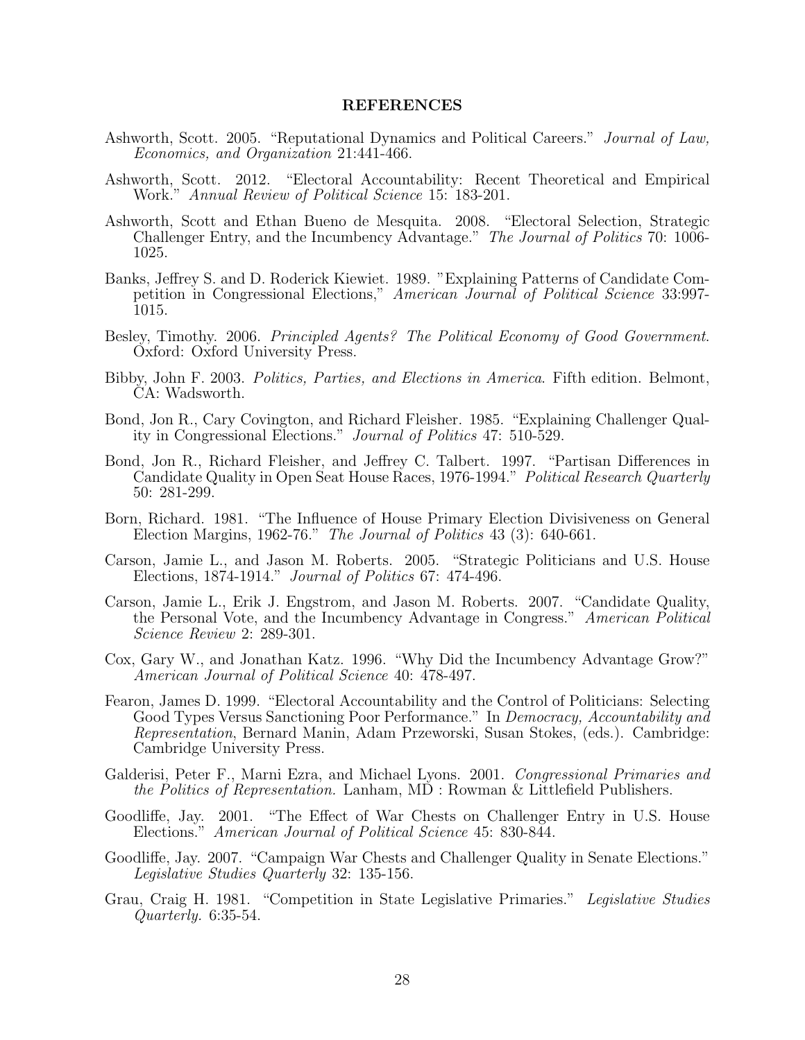## REFERENCES

Ashworth, Scott. 2005. "Reputational Dynamics and Political Careers." *Journal of Law, Economics, and Organization* 21:441-466.

Ashworth, Scott. 2012. "Electoral Accountability: Recent Theoretical and Empirical Work." *Annual Review of Political Science* 15: 183-201.

Ashworth, Scott and Ethan Bueno de Mesquita. 2008. "Electoral Selection, Strategic Challenger Entry, and the Incumbency Advantage." *The Journal of Politics* 70: 1006-1025.

Banks, Jeffrey S. and D. Roderick Kiewiet. 1989. "Explaining Patterns of Candidate Competition in Congressional Elections," *American Journal of Political Science* 33:997-1015.

Besley, Timothy. 2006. *Principled Agents? The Political Economy of Good Government*. Oxford: Oxford University Press.

Bibby, John F. 2003. *Politics, Parties, and Elections in America*. Fifth edition. Belmont, CA: Wadsworth.

Bond, Jon R., Cary Covington, and Richard Fleisher. 1985. "Explaining Challenger Quality in Congressional Elections." *Journal of Politics* 47: 510-529.

Bond, Jon R., Richard Fleisher, and Jeffrey C. Talbert. 1997. "Partisan Differences in Candidate Quality in Open Seat House Races, 1976-1994." *Political Research Quarterly* 50: 281-299.

Born, Richard. 1981. "The Influence of House Primary Election Divisiveness on General Election Margins, 1962-76." *The Journal of Politics* 43 (3): 640-661.

Carson, Jamie L., and Jason M. Roberts. 2005. "Strategic Politicians and U.S. House Elections, 1874-1914." *Journal of Politics* 67: 474-496.

Carson, Jamie L., Erik J. Engstrom, and Jason M. Roberts. 2007. "Candidate Quality, the Personal Vote, and the Incumbency Advantage in Congress." *American Political Science Review* 2: 289-301.

Cox, Gary W., and Jonathan Katz. 1996. "Why Did the Incumbency Advantage Grow?" *American Journal of Political Science* 40: 478-497.

Fearon, James D. 1999. "Electoral Accountability and the Control of Politicians: Selecting Good Types Versus Sanctioning Poor Performance." In *Democracy, Accountability and Representation*, Bernard Manin, Adam Przeworski, Susan Stokes, (eds.). Cambridge: Cambridge University Press.

Galderisi, Peter F., Marni Ezra, and Michael Lyons. 2001. *Congressional Primaries and the Politics of Representation.* Lanham, MD : Rowman & Littlefield Publishers.

Goodliffe, Jay. 2001. "The Effect of War Chests on Challenger Entry in U.S. House Elections." *American Journal of Political Science* 45: 830-844.

Goodliffe, Jay. 2007. "Campaign War Chests and Challenger Quality in Senate Elections." *Legislative Studies Quarterly* 32: 135-156.

Grau, Craig H. 1981. "Competition in State Legislative Primaries." *Legislative Studies Quarterly.* 6:35-54.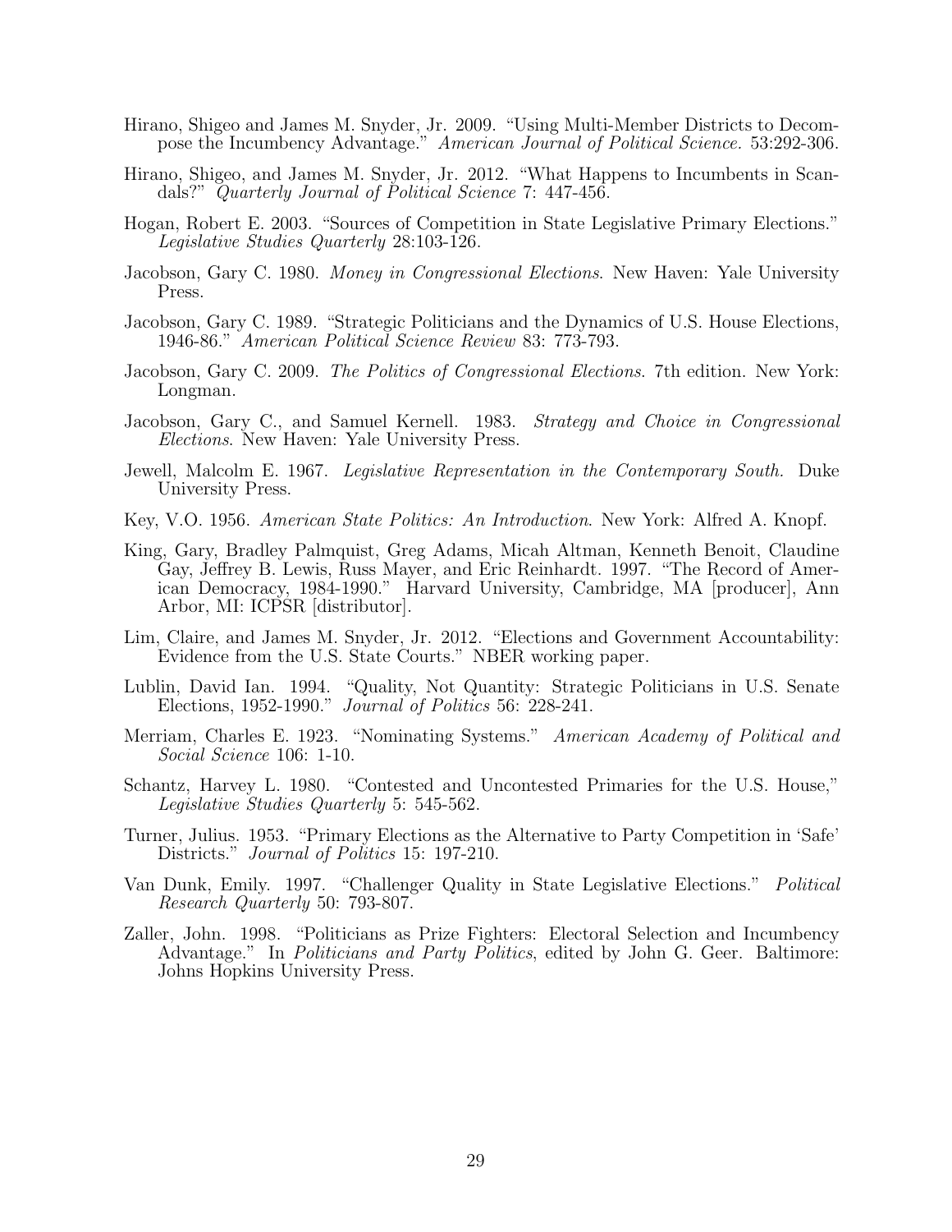Hirano, Shigeo and James M. Snyder, Jr. 2009. "Using Multi-Member Districts to Decompose the Incumbency Advantage." *American Journal of Political Science.* 53:292-306.

Hirano, Shigeo, and James M. Snyder, Jr. 2012. "What Happens to Incumbents in Scandals?" *Quarterly Journal of Political Science* 7: 447-456.

Hogan, Robert E. 2003. "Sources of Competition in State Legislative Primary Elections." *Legislative Studies Quarterly* 28:103-126.

Jacobson, Gary C. 1980. *Money in Congressional Elections*. New Haven: Yale University Press.

Jacobson, Gary C. 1989. "Strategic Politicians and the Dynamics of U.S. House Elections, 1946-86." *American Political Science Review* 83: 773-793.

Jacobson, Gary C. 2009. *The Politics of Congressional Elections*. 7th edition. New York: Longman.

Jacobson, Gary C., and Samuel Kernell. 1983. *Strategy and Choice in Congressional Elections*. New Haven: Yale University Press.

Jewell, Malcolm E. 1967. *Legislative Representation in the Contemporary South.* Duke University Press.

Key, V.O. 1956. *American State Politics: An Introduction*. New York: Alfred A. Knopf.

King, Gary, Bradley Palmquist, Greg Adams, Micah Altman, Kenneth Benoit, Claudine Gay, Jeffrey B. Lewis, Russ Mayer, and Eric Reinhardt. 1997. "The Record of American Democracy, 1984-1990." Harvard University, Cambridge, MA [producer], Ann Arbor, MI: ICPSR [distributor].

Lim, Claire, and James M. Snyder, Jr. 2012. "Elections and Government Accountability: Evidence from the U.S. State Courts." NBER working paper.

Lublin, David Ian. 1994. "Quality, Not Quantity: Strategic Politicians in U.S. Senate Elections, 1952-1990." *Journal of Politics* 56: 228-241.

Merriam, Charles E. 1923. "Nominating Systems." *American Academy of Political and Social Science* 106: 1-10.

Schantz, Harvey L. 1980. "Contested and Uncontested Primaries for the U.S. House," *Legislative Studies Quarterly* 5: 545-562.

Turner, Julius. 1953. "Primary Elections as the Alternative to Party Competition in 'Safe' Districts." *Journal of Politics* 15: 197-210.

Van Dunk, Emily. 1997. "Challenger Quality in State Legislative Elections." *Political Research Quarterly* 50: 793-807.

Zaller, John. 1998. "Politicians as Prize Fighters: Electoral Selection and Incumbency Advantage." In *Politicians and Party Politics*, edited by John G. Geer. Baltimore: Johns Hopkins University Press.